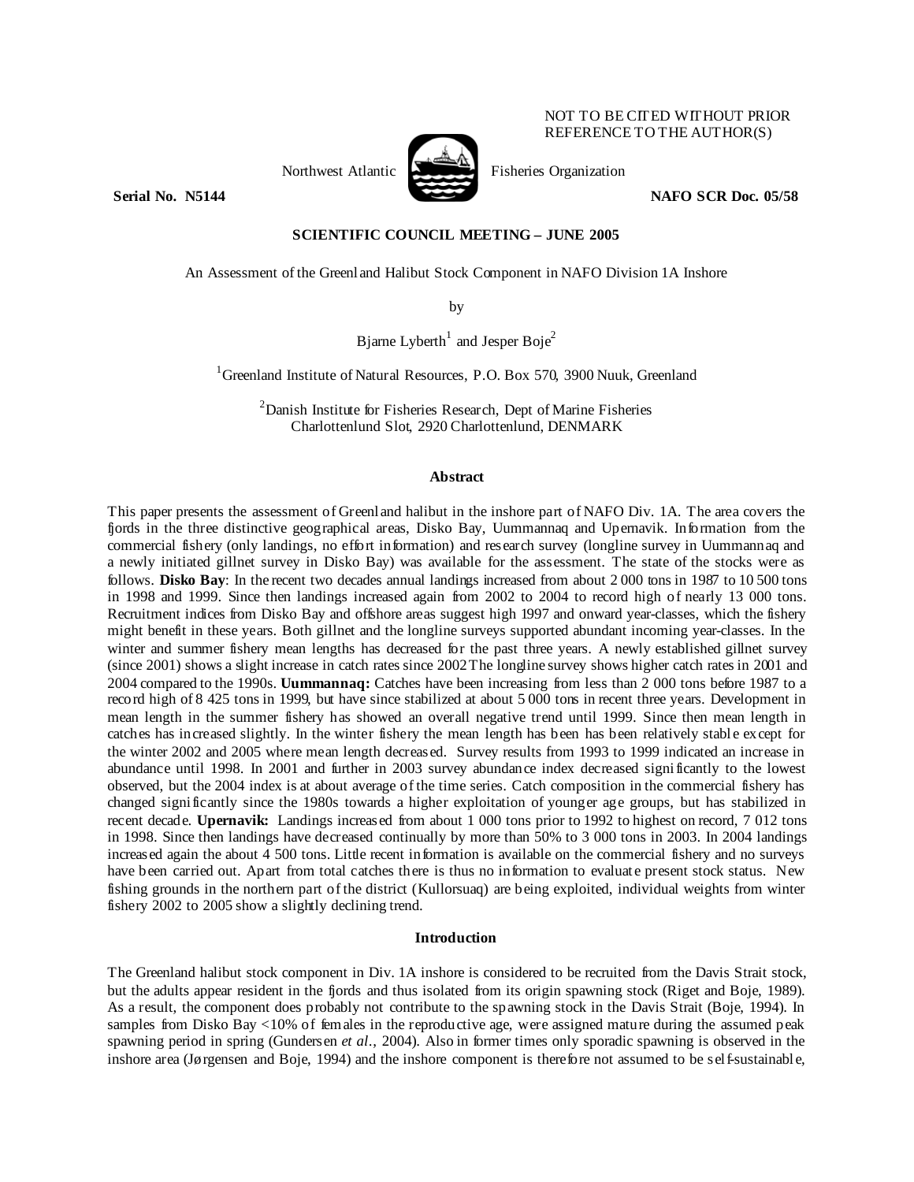NOT TO BE CITED WITHOUT PRIOR REFERENCE TO THE AUTHOR(S)

Northwest Atlantic Fisheries Organization

**Serial No. N5144** **NAFO SCR Doc. 05/58**

**SCIENTIFIC COUNCIL MEETING – JUNE 2005**

An Assessment of the Greenland Halibut Stock Component in NAFO Division 1A Inshore

by

Bjarne Lyberth[1] and Jesper Boje[2]

[1]Greenland Institute of Natural Resources, P.O. Box 570, 3900 Nuuk, Greenland

[2]Danish Institute for Fisheries Research, Dept of Marine Fisheries
Charlottenlund Slot, 2920 Charlottenlund, DENMARK

## Abstract

This paper presents the assessment of Greenland halibut in the inshore part of NAFO Div. 1A. The area covers the fjords in the three distinctive geographical areas, Disko Bay, Uummannaq and Upernavik. Information from the commercial fishery (only landings, no effort information) and research survey (longline survey in Uummannaq and a newly initiated gillnet survey in Disko Bay) was available for the assessment. The state of the stocks were as follows. **Disko Bay**: In the recent two decades annual landings increased from about 2 000 tons in 1987 to 10 500 tons in 1998 and 1999. Since then landings increased again from 2002 to 2004 to record high of nearly 13 000 tons. Recruitment indices from Disko Bay and offshore areas suggest high 1997 and onward year-classes, which the fishery might benefit in these years. Both gillnet and the longline surveys supported abundant incoming year-classes. In the winter and summer fishery mean lengths has decreased for the past three years. A newly established gillnet survey (since 2001) shows a slight increase in catch rates since 2002 The longline survey shows higher catch rates in 2001 and 2004 compared to the 1990s. **Uummannaq:** Catches have been increasing from less than 2 000 tons before 1987 to a record high of 8 425 tons in 1999, but have since stabilized at about 5 000 tons in recent three years. Development in mean length in the summer fishery has showed an overall negative trend until 1999. Since then mean length in catches has increased slightly. In the winter fishery the mean length has been has been relatively stable except for the winter 2002 and 2005 where mean length decreased. Survey results from 1993 to 1999 indicated an increase in abundance until 1998. In 2001 and further in 2003 survey abundance index decreased significantly to the lowest observed, but the 2004 index is at about average of the time series. Catch composition in the commercial fishery has changed significantly since the 1980s towards a higher exploitation of younger age groups, but has stabilized in recent decade. **Upernavik:** Landings increased from about 1 000 tons prior to 1992 to highest on record, 7 012 tons in 1998. Since then landings have decreased continually by more than 50% to 3 000 tons in 2003. In 2004 landings increased again the about 4 500 tons. Little recent information is available on the commercial fishery and no surveys have been carried out. Apart from total catches there is thus no information to evaluate present stock status. New fishing grounds in the northern part of the district (Kullorsuaq) are being exploited, individual weights from winter fishery 2002 to 2005 show a slightly declining trend.

## Introduction

The Greenland halibut stock component in Div. 1A inshore is considered to be recruited from the Davis Strait stock, but the adults appear resident in the fjords and thus isolated from its origin spawning stock (Riget and Boje, 1989). As a result, the component does probably not contribute to the spawning stock in the Davis Strait (Boje, 1994). In samples from Disko Bay <10% of females in the reproductive age, were assigned mature during the assumed peak spawning period in spring (Gundersen *et al*., 2004). Also in former times only sporadic spawning is observed in the inshore area (Jørgensen and Boje, 1994) and the inshore component is therefore not assumed to be self-sustainable,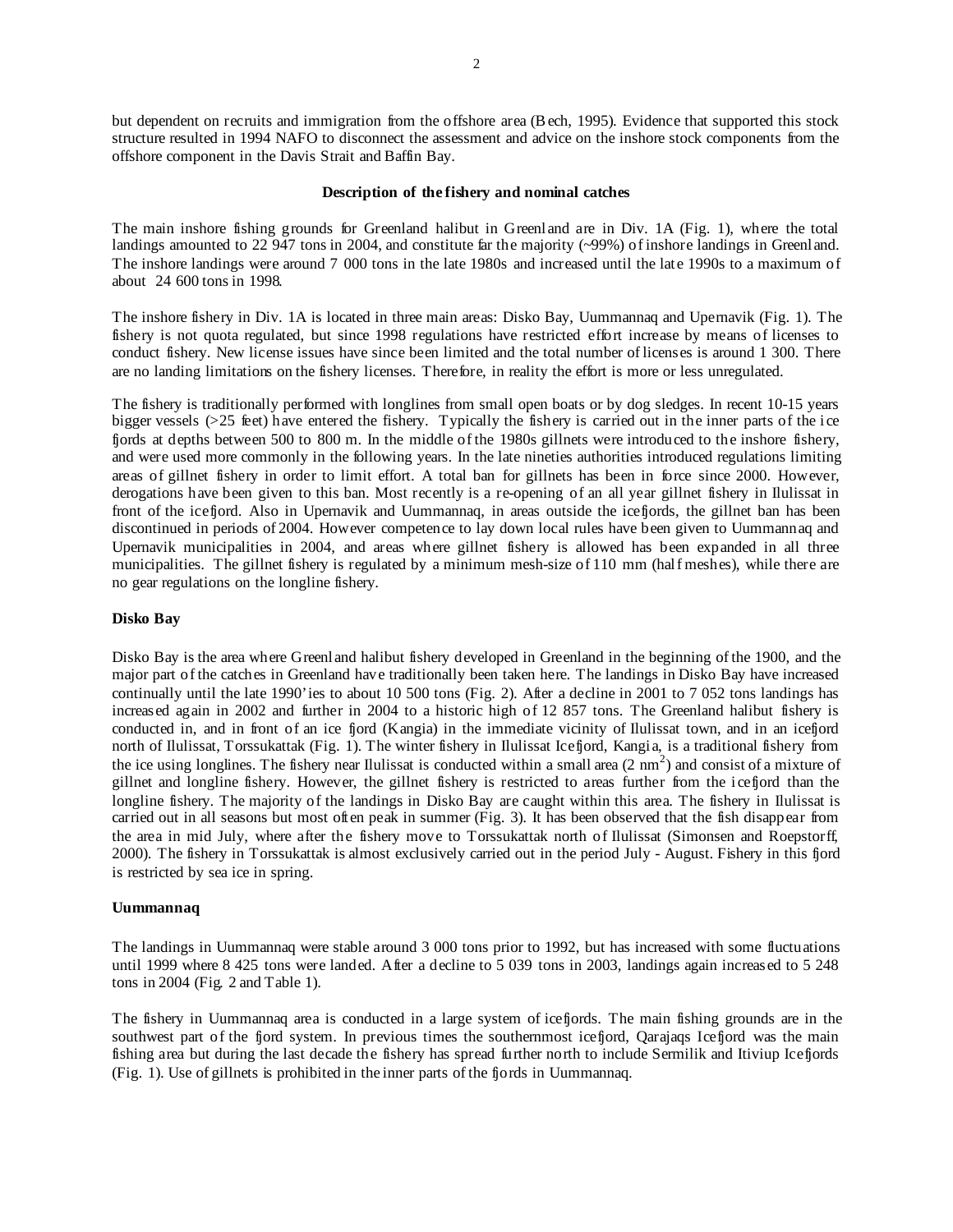but dependent on recruits and immigration from the offshore area (Bech, 1995). Evidence that supported this stock structure resulted in 1994 NAFO to disconnect the assessment and advice on the inshore stock components from the offshore component in the Davis Strait and Baffin Bay.

### Description of the fishery and nominal catches

The main inshore fishing grounds for Greenland halibut in Greenland are in Div. 1A (Fig. 1), where the total landings amounted to 22 947 tons in 2004, and constitute far the majority (~99%) of inshore landings in Greenland. The inshore landings were around 7 000 tons in the late 1980s and increased until the late 1990s to a maximum of about 24 600 tons in 1998.

The inshore fishery in Div. 1A is located in three main areas: Disko Bay, Uummannaq and Upernavik (Fig. 1). The fishery is not quota regulated, but since 1998 regulations have restricted effort increase by means of licenses to conduct fishery. New license issues have since been limited and the total number of licenses is around 1 300. There are no landing limitations on the fishery licenses. Therefore, in reality the effort is more or less unregulated.

The fishery is traditionally performed with longlines from small open boats or by dog sledges. In recent 10-15 years bigger vessels (>25 feet) have entered the fishery. Typically the fishery is carried out in the inner parts of the ice fjords at depths between 500 to 800 m. In the middle of the 1980s gillnets were introduced to the inshore fishery, and were used more commonly in the following years. In the late nineties authorities introduced regulations limiting areas of gillnet fishery in order to limit effort. A total ban for gillnets has been in force since 2000. However, derogations have been given to this ban. Most recently is a re-opening of an all year gillnet fishery in Ilulissat in front of the icefjord. Also in Upernavik and Uummannaq, in areas outside the icefjords, the gillnet ban has been discontinued in periods of 2004. However competence to lay down local rules have been given to Uummannaq and Upernavik municipalities in 2004, and areas where gillnet fishery is allowed has been expanded in all three municipalities. The gillnet fishery is regulated by a minimum mesh-size of 110 mm (half meshes), while there are no gear regulations on the longline fishery.

### Disko Bay

Disko Bay is the area where Greenland halibut fishery developed in Greenland in the beginning of the 1900, and the major part of the catches in Greenland have traditionally been taken here. The landings in Disko Bay have increased continually until the late 1990'ies to about 10 500 tons (Fig. 2). After a decline in 2001 to 7 052 tons landings has increased again in 2002 and further in 2004 to a historic high of 12 857 tons. The Greenland halibut fishery is conducted in, and in front of an ice fjord (Kangia) in the immediate vicinity of Ilulissat town, and in an icefjord north of Ilulissat, Torssukattak (Fig. 1). The winter fishery in Ilulissat Icefjord, Kangia, is a traditional fishery from the ice using longlines. The fishery near Ilulissat is conducted within a small area (2 $nm^2$) and consist of a mixture of gillnet and longline fishery. However, the gillnet fishery is restricted to areas further from the icefjord than the longline fishery. The majority of the landings in Disko Bay are caught within this area. The fishery in Ilulissat is carried out in all seasons but most often peak in summer (Fig. 3). It has been observed that the fish disappear from the area in mid July, where after the fishery move to Torssukattak north of Ilulissat (Simonsen and Roepstorff, 2000). The fishery in Torssukattak is almost exclusively carried out in the period July - August. Fishery in this fjord is restricted by sea ice in spring.

### Uummannaq

The landings in Uummannaq were stable around 3 000 tons prior to 1992, but has increased with some fluctuations until 1999 where 8 425 tons were landed. After a decline to 5 039 tons in 2003, landings again increased to 5 248 tons in 2004 (Fig. 2 and Table 1).

The fishery in Uummannaq area is conducted in a large system of icefjords. The main fishing grounds are in the southwest part of the fjord system. In previous times the southernmost icefjord, Qarajaqs Icefjord was the main fishing area but during the last decade the fishery has spread further north to include Sermilik and Itiviup Icefjords (Fig. 1). Use of gillnets is prohibited in the inner parts of the fjords in Uummannaq.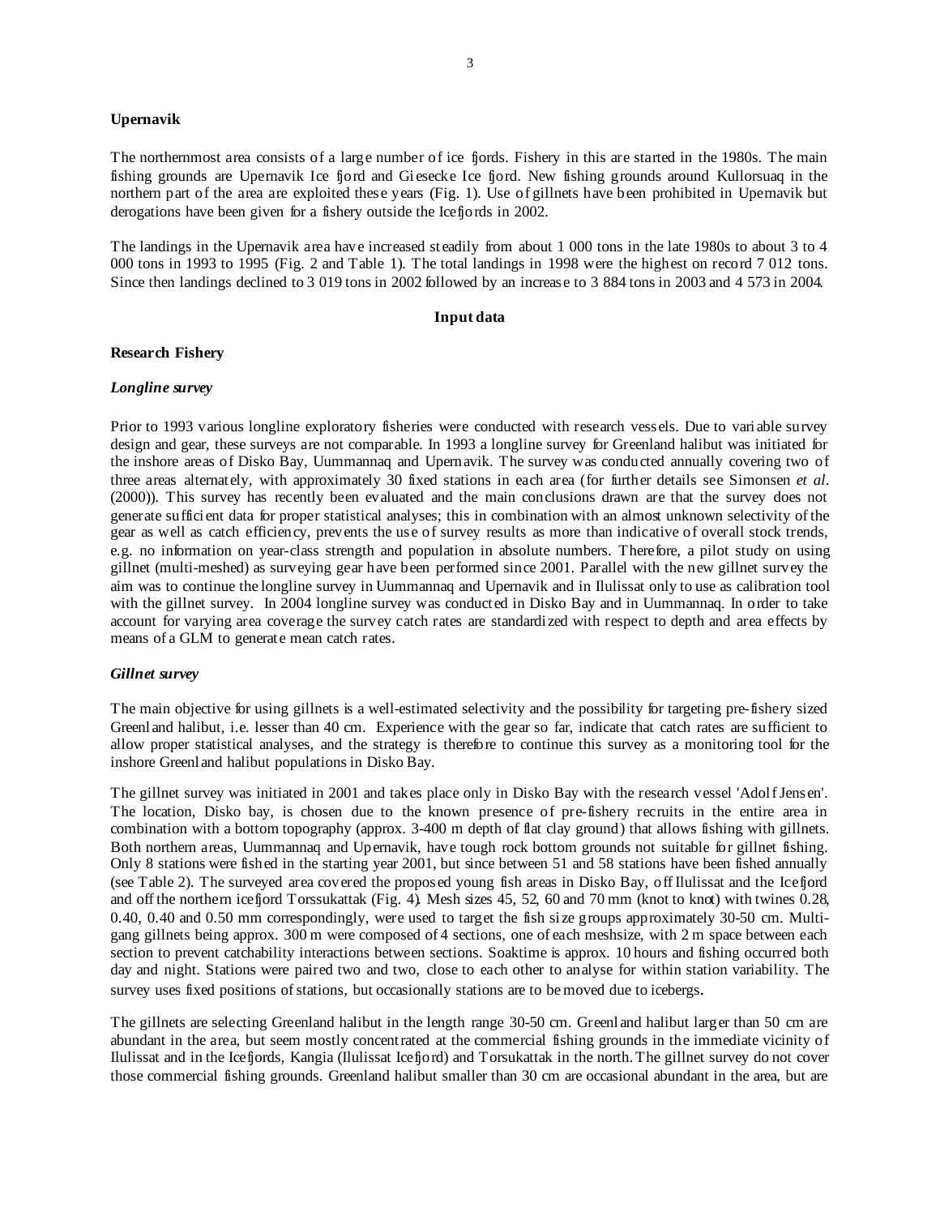**Upernavik**

The northernmost area consists of a large number of ice fjords. Fishery in this are started in the 1980s. The main fishing grounds are Upernavik Ice fjord and Giesecke Ice fjord. New fishing grounds around Kullorsuaq in the northern part of the area are exploited these years (Fig. 1). Use of gillnets have been prohibited in Upernavik but derogations have been given for a fishery outside the Icefjords in 2002.

The landings in the Upernavik area have increased steadily from about 1 000 tons in the late 1980s to about 3 to 4 000 tons in 1993 to 1995 (Fig. 2 and Table 1). The total landings in 1998 were the highest on record 7 012 tons. Since then landings declined to 3 019 tons in 2002 followed by an increase to 3 884 tons in 2003 and 4 573 in 2004.

## Input data

**Research Fishery**

***Longline survey***

Prior to 1993 various longline exploratory fisheries were conducted with research vessels. Due to variable survey design and gear, these surveys are not comparable. In 1993 a longline survey for Greenland halibut was initiated for the inshore areas of Disko Bay, Uummannaq and Upernavik. The survey was conducted annually covering two of three areas alternately, with approximately 30 fixed stations in each area (for further details see Simonsen *et al*. (2000)). This survey has recently been evaluated and the main conclusions drawn are that the survey does not generate sufficient data for proper statistical analyses; this in combination with an almost unknown selectivity of the gear as well as catch efficiency, prevents the use of survey results as more than indicative of overall stock trends, e.g. no information on year-class strength and population in absolute numbers. Therefore, a pilot study on using gillnet (multi-meshed) as surveying gear have been performed since 2001. Parallel with the new gillnet survey the aim was to continue the longline survey in Uummannaq and Upernavik and in Ilulissat only to use as calibration tool with the gillnet survey. In 2004 longline survey was conducted in Disko Bay and in Uummannaq. In order to take account for varying area coverage the survey catch rates are standardized with respect to depth and area effects by means of a GLM to generate mean catch rates.

***Gillnet survey***

The main objective for using gillnets is a well-estimated selectivity and the possibility for targeting pre-fishery sized Greenland halibut, i.e. lesser than 40 cm. Experience with the gear so far, indicate that catch rates are sufficient to allow proper statistical analyses, and the strategy is therefore to continue this survey as a monitoring tool for the inshore Greenland halibut populations in Disko Bay.

The gillnet survey was initiated in 2001 and takes place only in Disko Bay with the research vessel 'Adolf Jensen'. The location, Disko bay, is chosen due to the known presence of pre-fishery recruits in the entire area in combination with a bottom topography (approx. 3-400 m depth of flat clay ground) that allows fishing with gillnets. Both northern areas, Uummannaq and Upernavik, have tough rock bottom grounds not suitable for gillnet fishing. Only 8 stations were fished in the starting year 2001, but since between 51 and 58 stations have been fished annually (see Table 2). The surveyed area covered the proposed young fish areas in Disko Bay, off Ilulissat and the Icefjord and off the northern icefjord Torssukattak (Fig. 4). Mesh sizes 45, 52, 60 and 70 mm (knot to knot) with twines 0.28, 0.40, 0.40 and 0.50 mm correspondingly, were used to target the fish size groups approximately 30-50 cm. Multi-gang gillnets being approx. 300 m were composed of 4 sections, one of each meshsize, with 2 m space between each section to prevent catchability interactions between sections. Soaktime is approx. 10 hours and fishing occurred both day and night. Stations were paired two and two, close to each other to analyse for within station variability. The survey uses fixed positions of stations, but occasionally stations are to be moved due to icebergs.

The gillnets are selecting Greenland halibut in the length range 30-50 cm. Greenland halibut larger than 50 cm are abundant in the area, but seem mostly concentrated at the commercial fishing grounds in the immediate vicinity of Ilulissat and in the Icefjords, Kangia (Ilulissat Icefjord) and Torsukattak in the north. The gillnet survey do not cover those commercial fishing grounds. Greenland halibut smaller than 30 cm are occasional abundant in the area, but are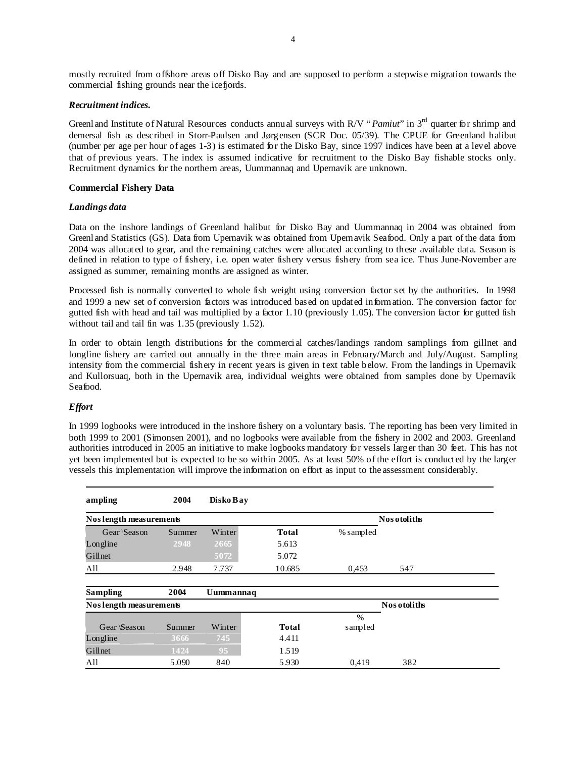mostly recruited from offshore areas off Disko Bay and are supposed to perform a stepwise migration towards the commercial fishing grounds near the icefjords.

### *Recruitment indices.*

Greenland Institute of Natural Resources conducts annual surveys with R/V "*Pamiut*" in 3rd quarter for shrimp and demersal fish as described in Storr-Paulsen and Jørgensen (SCR Doc. 05/39). The CPUE for Greenland halibut (number per age per hour of ages 1-3) is estimated for the Disko Bay, since 1997 indices have been at a level above that of previous years. The index is assumed indicative for recruitment to the Disko Bay fishable stocks only. Recruitment dynamics for the northern areas, Uummannaq and Upernavik are unknown.

## Commercial Fishery Data

### *Landings data*

Data on the inshore landings of Greenland halibut for Disko Bay and Uummannaq in 2004 was obtained from Greenland Statistics (GS). Data from Upernavik was obtained from Upernavik Seafood. Only a part of the data from 2004 was allocated to gear, and the remaining catches were allocated according to these available data. Season is defined in relation to type of fishery, i.e. open water fishery versus fishery from sea ice. Thus June-November are assigned as summer, remaining months are assigned as winter.

Processed fish is normally converted to whole fish weight using conversion factor set by the authorities. In 1998 and 1999 a new set of conversion factors was introduced based on updated information. The conversion factor for gutted fish with head and tail was multiplied by a factor 1.10 (previously 1.05). The conversion factor for gutted fish without tail and tail fin was 1.35 (previously 1.52).

In order to obtain length distributions for the commercial catches/landings random samplings from gillnet and longline fishery are carried out annually in the three main areas in February/March and July/August. Sampling intensity from the commercial fishery in recent years is given in text table below. From the landings in Upernavik and Kullorsuaq, both in the Upernavik area, individual weights were obtained from samples done by Upernavik Seafood.

### *Effort*

In 1999 logbooks were introduced in the inshore fishery on a voluntary basis. The reporting has been very limited in both 1999 to 2001 (Simonsen 2001), and no logbooks were available from the fishery in 2002 and 2003. Greenland authorities introduced in 2005 an initiative to make logbooks mandatory for vessels larger than 30 feet. This has not yet been implemented but is expected to be so within 2005. As at least 50% of the effort is conducted by the larger vessels this implementation will improve the information on effort as input to the assessment considerably.

| **ampling** | **2004** | **Disko Bay** | | | |
|---|---|---|---|---|---|
| **Nos length measurements** | | | | | **Nos otoliths** |
| Gear \Season | Summer | Winter | **Total** | % sampled | |
| Longline | 2948 | 2665 | 5.613 | | |
| Gillnet | | 5072 | 5.072 | | |
| All | 2.948 | 7.737 | 10.685 | 0,453 | 547 |

| **Sampling** | **2004** | **Uummannaq** | | | |
|---|---|---|---|---|---|
| **Nos length measurements** | | | | | **Nos otoliths** |
| Gear \Season | Summer | Winter | **Total** | % sampled | |
| Longline | 3666 | 745 | 4.411 | | |
| Gillnet | 1424 | 95 | 1.519 | | |
| All | 5.090 | 840 | 5.930 | 0,419 | 382 |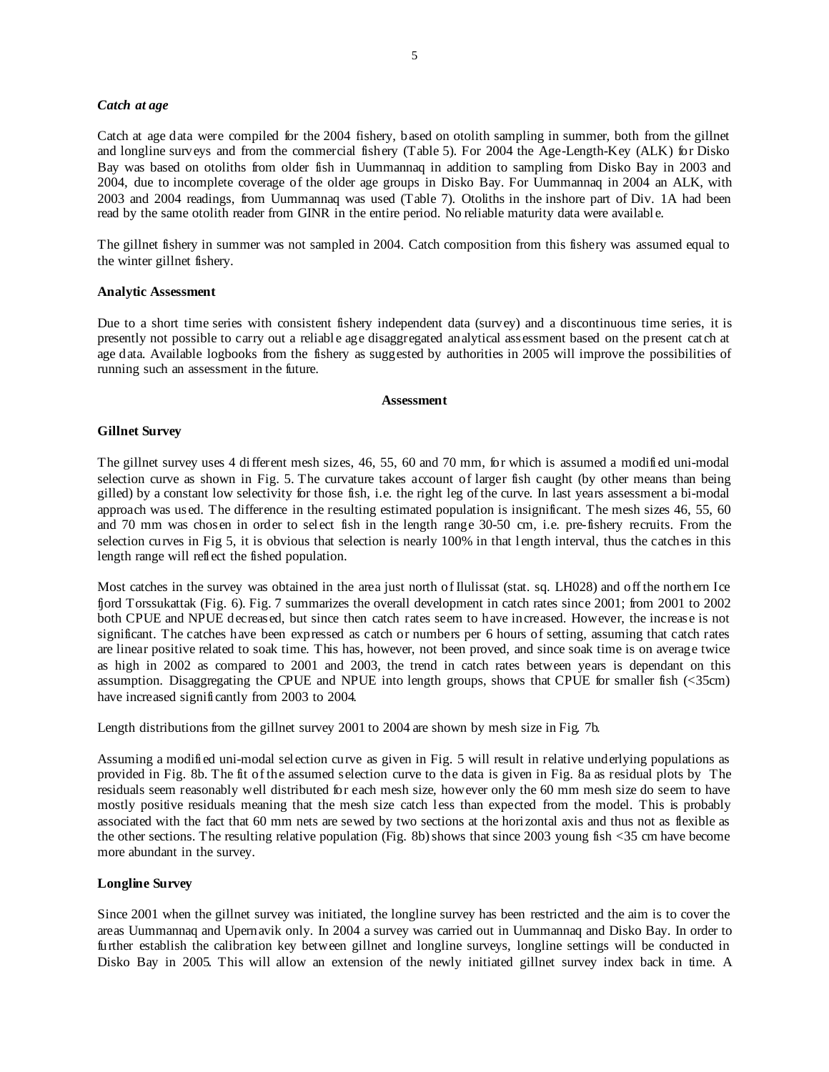*Catch at age*

Catch at age data were compiled for the 2004 fishery, based on otolith sampling in summer, both from the gillnet and longline surveys and from the commercial fishery (Table 5). For 2004 the Age-Length-Key (ALK) for Disko Bay was based on otoliths from older fish in Uummannaq in addition to sampling from Disko Bay in 2003 and 2004, due to incomplete coverage of the older age groups in Disko Bay. For Uummannaq in 2004 an ALK, with 2003 and 2004 readings, from Uummannaq was used (Table 7). Otoliths in the inshore part of Div. 1A had been read by the same otolith reader from GINR in the entire period. No reliable maturity data were available.

The gillnet fishery in summer was not sampled in 2004. Catch composition from this fishery was assumed equal to the winter gillnet fishery.

**Analytic Assessment**

Due to a short time series with consistent fishery independent data (survey) and a discontinuous time series, it is presently not possible to carry out a reliable age disaggregated analytical assessment based on the present catch at age data. Available logbooks from the fishery as suggested by authorities in 2005 will improve the possibilities of running such an assessment in the future.

## Assessment

**Gillnet Survey**

The gillnet survey uses 4 different mesh sizes, 46, 55, 60 and 70 mm, for which is assumed a modified uni-modal selection curve as shown in Fig. 5. The curvature takes account of larger fish caught (by other means than being gilled) by a constant low selectivity for those fish, i.e. the right leg of the curve. In last years assessment a bi-modal approach was used. The difference in the resulting estimated population is insignificant. The mesh sizes 46, 55, 60 and 70 mm was chosen in order to select fish in the length range 30-50 cm, i.e. pre-fishery recruits. From the selection curves in Fig 5, it is obvious that selection is nearly 100% in that length interval, thus the catches in this length range will reflect the fished population.

Most catches in the survey was obtained in the area just north of Ilulissat (stat. sq. LH028) and off the northern Ice fjord Torssukattak (Fig. 6). Fig. 7 summarizes the overall development in catch rates since 2001; from 2001 to 2002 both CPUE and NPUE decreased, but since then catch rates seem to have increased. However, the increase is not significant. The catches have been expressed as catch or numbers per 6 hours of setting, assuming that catch rates are linear positive related to soak time. This has, however, not been proved, and since soak time is on average twice as high in 2002 as compared to 2001 and 2003, the trend in catch rates between years is dependant on this assumption. Disaggregating the CPUE and NPUE into length groups, shows that CPUE for smaller fish (<35cm) have increased significantly from 2003 to 2004.

Length distributions from the gillnet survey 2001 to 2004 are shown by mesh size in Fig. 7b.

Assuming a modified uni-modal selection curve as given in Fig. 5 will result in relative underlying populations as provided in Fig. 8b. The fit of the assumed selection curve to the data is given in Fig. 8a as residual plots by The residuals seem reasonably well distributed for each mesh size, however only the 60 mm mesh size do seem to have mostly positive residuals meaning that the mesh size catch less than expected from the model. This is probably associated with the fact that 60 mm nets are sewed by two sections at the horizontal axis and thus not as flexible as the other sections. The resulting relative population (Fig. 8b) shows that since 2003 young fish <35 cm have become more abundant in the survey.

**Longline Survey**

Since 2001 when the gillnet survey was initiated, the longline survey has been restricted and the aim is to cover the areas Uummannaq and Upernavik only. In 2004 a survey was carried out in Uummannaq and Disko Bay. In order to further establish the calibration key between gillnet and longline surveys, longline settings will be conducted in Disko Bay in 2005. This will allow an extension of the newly initiated gillnet survey index back in time. A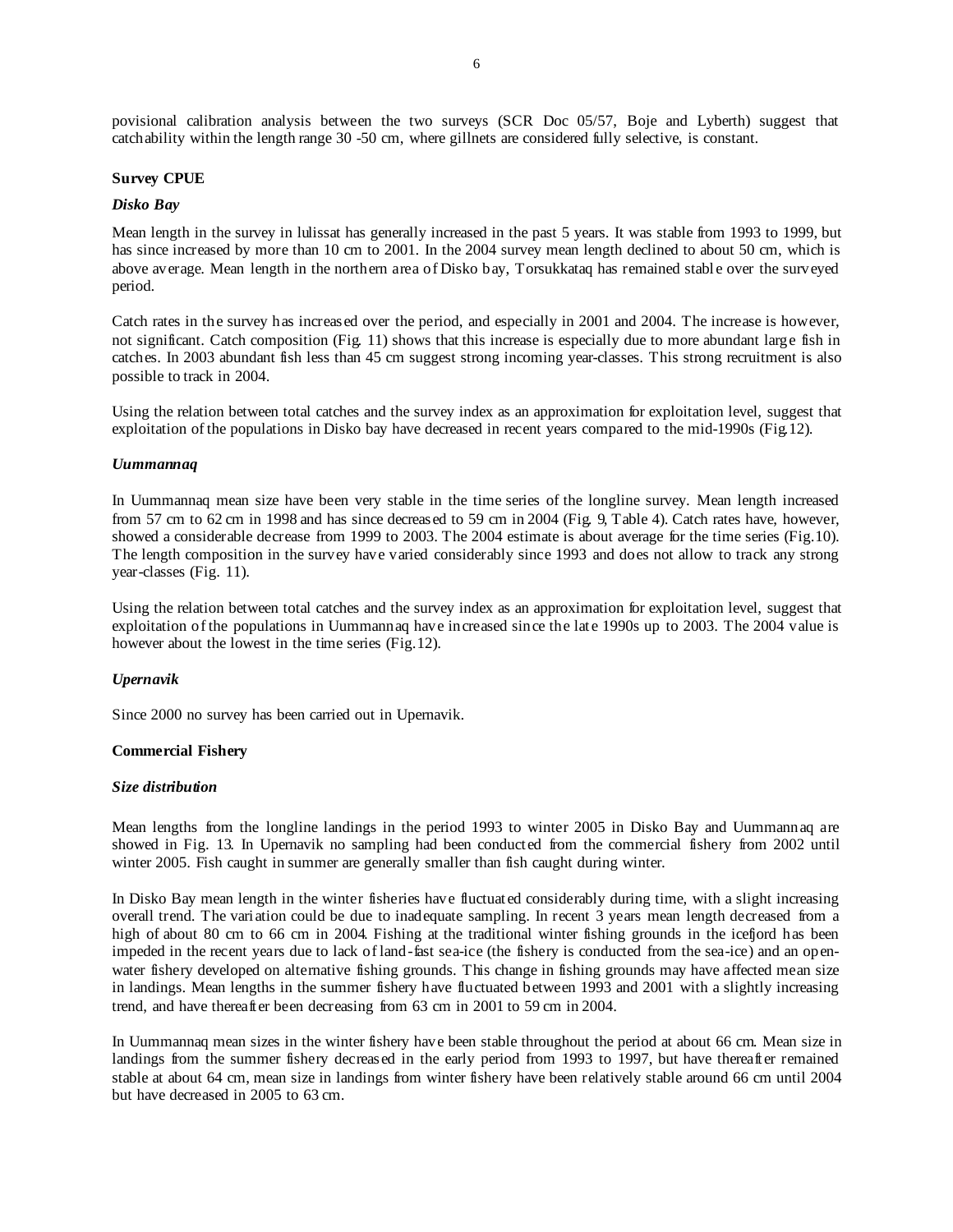povisional calibration analysis between the two surveys (SCR Doc 05/57, Boje and Lyberth) suggest that catchability within the length range 30 -50 cm, where gillnets are considered fully selective, is constant.

**Survey CPUE**

***Disko Bay***

Mean length in the survey in lulissat has generally increased in the past 5 years. It was stable from 1993 to 1999, but has since increased by more than 10 cm to 2001. In the 2004 survey mean length declined to about 50 cm, which is above average. Mean length in the northern area of Disko bay, Torsukkataq has remained stable over the surveyed period.

Catch rates in the survey has increased over the period, and especially in 2001 and 2004. The increase is however, not significant. Catch composition (Fig. 11) shows that this increase is especially due to more abundant large fish in catches. In 2003 abundant fish less than 45 cm suggest strong incoming year-classes. This strong recruitment is also possible to track in 2004.

Using the relation between total catches and the survey index as an approximation for exploitation level, suggest that exploitation of the populations in Disko bay have decreased in recent years compared to the mid-1990s (Fig.12).

***Uummannaq***

In Uummannaq mean size have been very stable in the time series of the longline survey. Mean length increased from 57 cm to 62 cm in 1998 and has since decreased to 59 cm in 2004 (Fig. 9, Table 4). Catch rates have, however, showed a considerable decrease from 1999 to 2003. The 2004 estimate is about average for the time series (Fig.10). The length composition in the survey have varied considerably since 1993 and does not allow to track any strong year-classes (Fig. 11).

Using the relation between total catches and the survey index as an approximation for exploitation level, suggest that exploitation of the populations in Uummannaq have increased since the late 1990s up to 2003. The 2004 value is however about the lowest in the time series (Fig.12).

***Upernavik***

Since 2000 no survey has been carried out in Upernavik.

**Commercial Fishery**

***Size distribution***

Mean lengths from the longline landings in the period 1993 to winter 2005 in Disko Bay and Uummannaq are showed in Fig. 13. In Upernavik no sampling had been conducted from the commercial fishery from 2002 until winter 2005. Fish caught in summer are generally smaller than fish caught during winter.

In Disko Bay mean length in the winter fisheries have fluctuated considerably during time, with a slight increasing overall trend. The variation could be due to inadequate sampling. In recent 3 years mean length decreased from a high of about 80 cm to 66 cm in 2004. Fishing at the traditional winter fishing grounds in the icefjord has been impeded in the recent years due to lack of land-fast sea-ice (the fishery is conducted from the sea-ice) and an open-water fishery developed on alternative fishing grounds. This change in fishing grounds may have affected mean size in landings. Mean lengths in the summer fishery have fluctuated between 1993 and 2001 with a slightly increasing trend, and have thereafter been decreasing from 63 cm in 2001 to 59 cm in 2004.

In Uummannaq mean sizes in the winter fishery have been stable throughout the period at about 66 cm. Mean size in landings from the summer fishery decreased in the early period from 1993 to 1997, but have thereafter remained stable at about 64 cm, mean size in landings from winter fishery have been relatively stable around 66 cm until 2004 but have decreased in 2005 to 63 cm.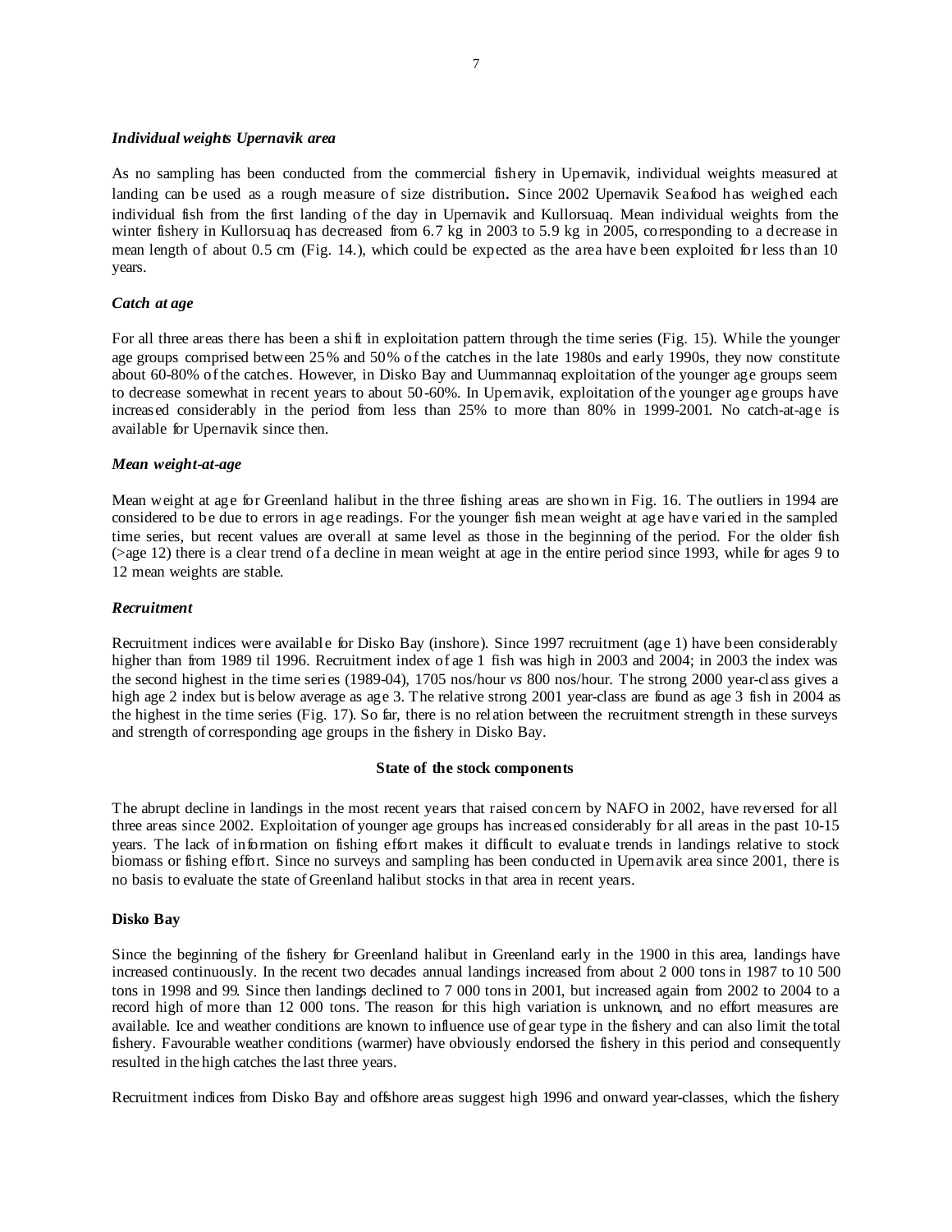### *Individual weights Upernavik area*

As no sampling has been conducted from the commercial fishery in Upernavik, individual weights measured at landing can be used as a rough measure of size distribution**.** Since 2002 Upernavik Seafood has weighed each individual fish from the first landing of the day in Upernavik and Kullorsuaq. Mean individual weights from the winter fishery in Kullorsuaq has decreased from 6.7 kg in 2003 to 5.9 kg in 2005, corresponding to a decrease in mean length of about 0.5 cm (Fig. 14.), which could be expected as the area have been exploited for less than 10 years.

### *Catch at age*

For all three areas there has been a shift in exploitation pattern through the time series (Fig. 15). While the younger age groups comprised between 25% and 50% of the catches in the late 1980s and early 1990s, they now constitute about 60-80% of the catches. However, in Disko Bay and Uummannaq exploitation of the younger age groups seem to decrease somewhat in recent years to about 50-60%. In Upernavik, exploitation of the younger age groups have increased considerably in the period from less than 25% to more than 80% in 1999-2001. No catch-at-age is available for Upernavik since then.

### *Mean weight-at-age*

Mean weight at age for Greenland halibut in the three fishing areas are shown in Fig. 16. The outliers in 1994 are considered to be due to errors in age readings. For the younger fish mean weight at age have varied in the sampled time series, but recent values are overall at same level as those in the beginning of the period. For the older fish (>age 12) there is a clear trend of a decline in mean weight at age in the entire period since 1993, while for ages 9 to 12 mean weights are stable.

### *Recruitment*

Recruitment indices were available for Disko Bay (inshore). Since 1997 recruitment (age 1) have been considerably higher than from 1989 til 1996. Recruitment index of age 1 fish was high in 2003 and 2004; in 2003 the index was the second highest in the time series (1989-04), 1705 nos/hour *vs* 800 nos/hour. The strong 2000 year-class gives a high age 2 index but is below average as age 3. The relative strong 2001 year-class are found as age 3 fish in 2004 as the highest in the time series (Fig. 17). So far, there is no relation between the recruitment strength in these surveys and strength of corresponding age groups in the fishery in Disko Bay.

## State of the stock components

The abrupt decline in landings in the most recent years that raised concern by NAFO in 2002, have reversed for all three areas since 2002. Exploitation of younger age groups has increased considerably for all areas in the past 10-15 years. The lack of information on fishing effort makes it difficult to evaluate trends in landings relative to stock biomass or fishing effort. Since no surveys and sampling has been conducted in Upernavik area since 2001, there is no basis to evaluate the state of Greenland halibut stocks in that area in recent years.

### Disko Bay

Since the beginning of the fishery for Greenland halibut in Greenland early in the 1900 in this area, landings have increased continuously. In the recent two decades annual landings increased from about 2 000 tons in 1987 to 10 500 tons in 1998 and 99. Since then landings declined to 7 000 tons in 2001, but increased again from 2002 to 2004 to a record high of more than 12 000 tons. The reason for this high variation is unknown, and no effort measures are available. Ice and weather conditions are known to influence use of gear type in the fishery and can also limit the total fishery. Favourable weather conditions (warmer) have obviously endorsed the fishery in this period and consequently resulted in the high catches the last three years.

Recruitment indices from Disko Bay and offshore areas suggest high 1996 and onward year-classes, which the fishery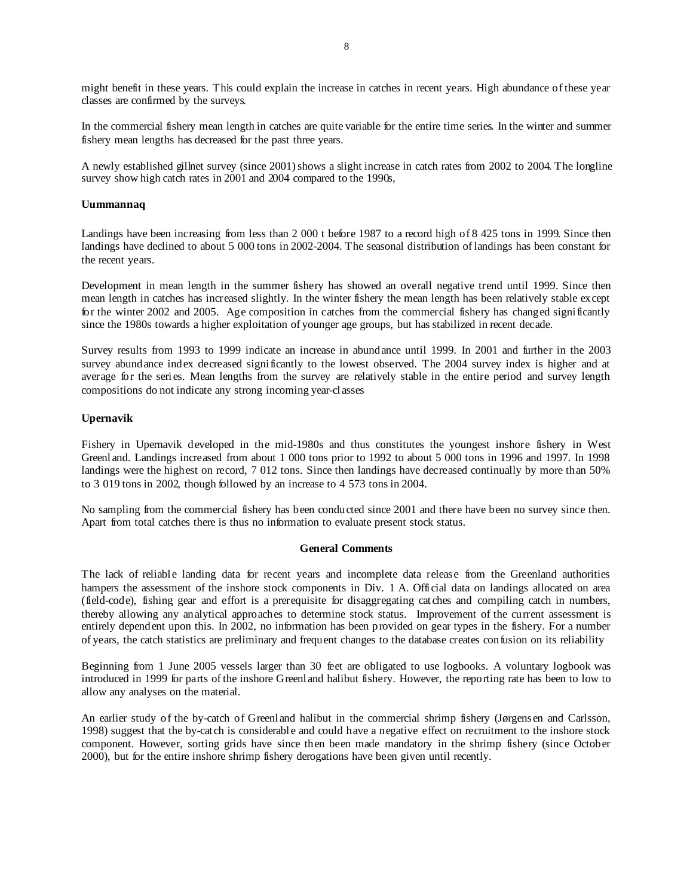might benefit in these years. This could explain the increase in catches in recent years. High abundance of these year classes are confirmed by the surveys.

In the commercial fishery mean length in catches are quite variable for the entire time series. In the winter and summer fishery mean lengths has decreased for the past three years.

A newly established gillnet survey (since 2001) shows a slight increase in catch rates from 2002 to 2004. The longline survey show high catch rates in 2001 and 2004 compared to the 1990s,

**Uummannaq**

Landings have been increasing from less than 2 000 t before 1987 to a record high of 8 425 tons in 1999. Since then landings have declined to about 5 000 tons in 2002-2004. The seasonal distribution of landings has been constant for the recent years.

Development in mean length in the summer fishery has showed an overall negative trend until 1999. Since then mean length in catches has increased slightly. In the winter fishery the mean length has been relatively stable except for the winter 2002 and 2005. Age composition in catches from the commercial fishery has changed significantly since the 1980s towards a higher exploitation of younger age groups, but has stabilized in recent decade.

Survey results from 1993 to 1999 indicate an increase in abundance until 1999. In 2001 and further in the 2003 survey abundance index decreased significantly to the lowest observed. The 2004 survey index is higher and at average for the series. Mean lengths from the survey are relatively stable in the entire period and survey length compositions do not indicate any strong incoming year-classes

**Upernavik**

Fishery in Upernavik developed in the mid-1980s and thus constitutes the youngest inshore fishery in West Greenland. Landings increased from about 1 000 tons prior to 1992 to about 5 000 tons in 1996 and 1997. In 1998 landings were the highest on record, 7 012 tons. Since then landings have decreased continually by more than 50% to 3 019 tons in 2002, though followed by an increase to 4 573 tons in 2004.

No sampling from the commercial fishery has been conducted since 2001 and there have been no survey since then. Apart from total catches there is thus no information to evaluate present stock status.

## General Comments

The lack of reliable landing data for recent years and incomplete data release from the Greenland authorities hampers the assessment of the inshore stock components in Div. 1 A. Official data on landings allocated on area (field-code), fishing gear and effort is a prerequisite for disaggregating catches and compiling catch in numbers, thereby allowing any analytical approaches to determine stock status. Improvement of the current assessment is entirely dependent upon this. In 2002, no information has been provided on gear types in the fishery. For a number of years, the catch statistics are preliminary and frequent changes to the database creates confusion on its reliability

Beginning from 1 June 2005 vessels larger than 30 feet are obligated to use logbooks. A voluntary logbook was introduced in 1999 for parts of the inshore Greenland halibut fishery. However, the reporting rate has been to low to allow any analyses on the material.

An earlier study of the by-catch of Greenland halibut in the commercial shrimp fishery (Jørgensen and Carlsson, 1998) suggest that the by-catch is considerable and could have a negative effect on recruitment to the inshore stock component. However, sorting grids have since then been made mandatory in the shrimp fishery (since October 2000), but for the entire inshore shrimp fishery derogations have been given until recently.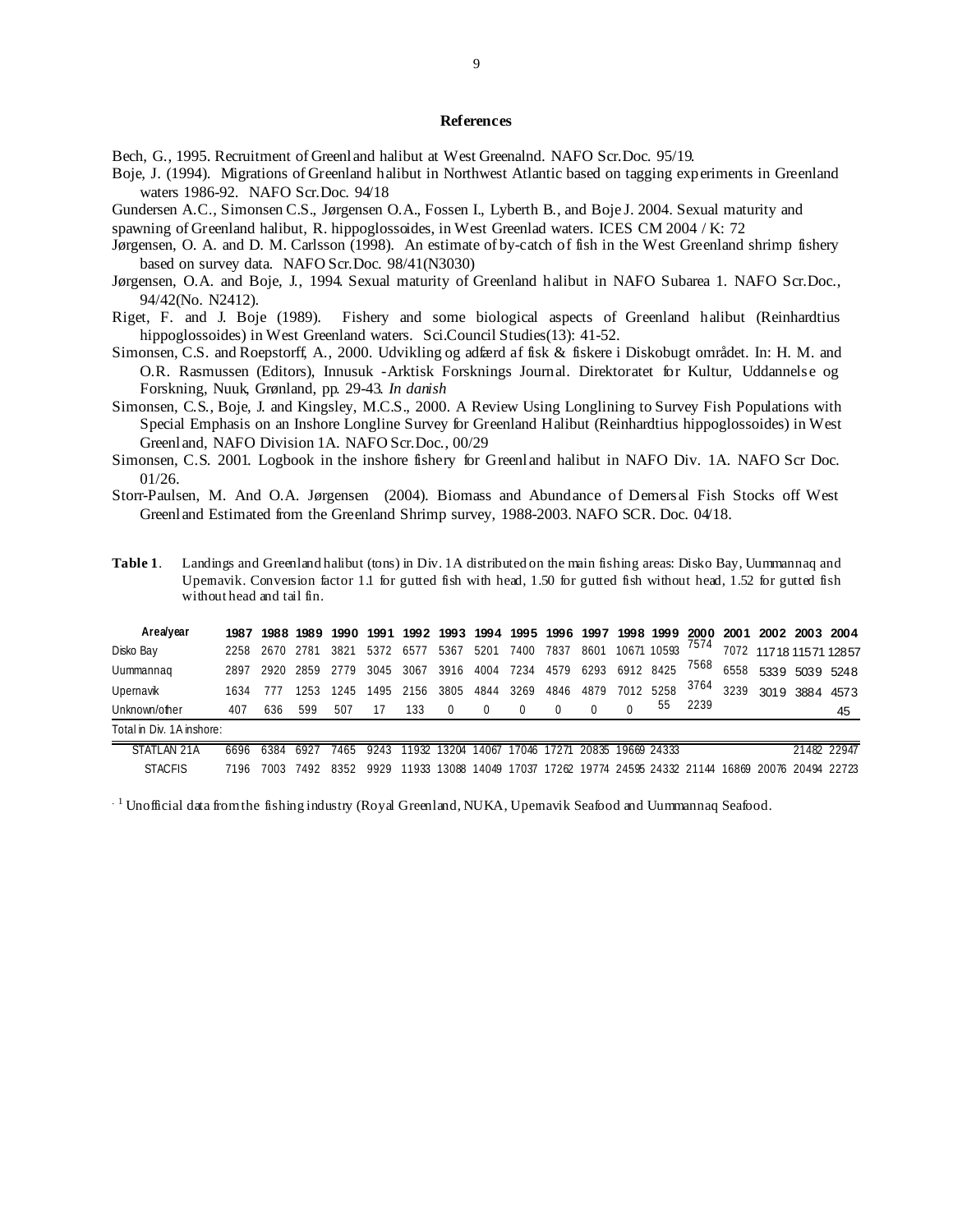## References

Bech, G., 1995. Recruitment of Greenland halibut at West Greenalnd. NAFO Scr.Doc. 95/19.

Boje, J. (1994). Migrations of Greenland halibut in Northwest Atlantic based on tagging experiments in Greenland waters 1986-92. NAFO Scr.Doc. 94/18

Gundersen A.C., Simonsen C.S., Jørgensen O.A., Fossen I., Lyberth B., and Boje J. 2004. Sexual maturity and spawning of Greenland halibut, R. hippoglossoides, in West Greenlad waters. ICES CM 2004 / K: 72

Jørgensen, O. A. and D. M. Carlsson (1998). An estimate of by-catch of fish in the West Greenland shrimp fishery based on survey data. NAFO Scr.Doc. 98/41(N3030)

Jørgensen, O.A. and Boje, J., 1994. Sexual maturity of Greenland halibut in NAFO Subarea 1. NAFO Scr.Doc., 94/42(No. N2412).

Riget, F. and J. Boje (1989). Fishery and some biological aspects of Greenland halibut (Reinhardtius hippoglossoides) in West Greenland waters. Sci.Council Studies(13): 41-52.

Simonsen, C.S. and Roepstorff, A., 2000. Udvikling og adfærd af fisk & fiskere i Diskobugt området. In: H. M. and O.R. Rasmussen (Editors), Innusuk -Arktisk Forsknings Journal. Direktoratet for Kultur, Uddannelse og Forskning, Nuuk, Grønland, pp. 29-43. *In danish*

Simonsen, C.S., Boje, J. and Kingsley, M.C.S., 2000. A Review Using Longlining to Survey Fish Populations with Special Emphasis on an Inshore Longline Survey for Greenland Halibut (Reinhardtius hippoglossoides) in West Greenland, NAFO Division 1A. NAFO Scr.Doc., 00/29

Simonsen, C.S. 2001. Logbook in the inshore fishery for Greenland halibut in NAFO Div. 1A. NAFO Scr Doc. 01/26.

Storr-Paulsen, M. And O.A. Jørgensen (2004). Biomass and Abundance of Demersal Fish Stocks off West Greenland Estimated from the Greenland Shrimp survey, 1988-2003. NAFO SCR. Doc. 04/18.

**Table 1**. Landings and Greenland halibut (tons) in Div. 1A distributed on the main fishing areas: Disko Bay, Uummannaq and Upernavik. Conversion factor 1.1 for gutted fish with head, 1.50 for gutted fish without head, 1.52 for gutted fish without head and tail fin.

| Area/year | 1987 | 1988 | 1989 | 1990 | 1991 | 1992 | 1993 | 1994 | 1995 | 1996 | 1997 | 1998 | 1999 | 2000 | 2001 | 2002 | 2003 | 2004 |
|---|---|---|---|---|---|---|---|---|---|---|---|---|---|---|---|---|---|---|
| Disko Bay | 2258 | 2670 | 2781 | 3821 | 5372 | 6577 | 5367 | 5201 | 7400 | 7837 | 8601 | 10671 | 10593 | 7574 | 7072 | 11718 | 11571 | 12857 |
| Uummannaq | 2897 | 2920 | 2859 | 2779 | 3045 | 3067 | 3916 | 4004 | 7234 | 4579 | 6293 | 6912 | 8425 | 7568 | 6558 | 5339 | 5039 | 5248 |
| Upernavik | 1634 | 777 | 1253 | 1245 | 1495 | 2156 | 3805 | 4844 | 3269 | 4846 | 4879 | 7012 | 5258 | 3764 | 3239 | 3019 | 3884 | 4573 |
| Unknown/other | 407 | 636 | 599 | 507 | 17 | 133 | 0 | 0 | 0 | 0 | 0 | 0 | 55 | 2239 | | | | 45 |
| Total in Div. 1A inshore: | | | | | | | | | | | | | | | | | | |
| STATLAN 21A | 6696 | 6384 | 6927 | 7465 | 9243 | 11932 | 13204 | 14067 | 17046 | 17271 | 20835 | 19669 | 24333 | | | | 21482 | 22947 |
| STACFIS | 7196 | 7003 | 7492 | 8352 | 9929 | 11933 | 13088 | 14049 | 17037 | 17262 | 19774 | 24595 | 24332 | 21144 | 16869 | 20076 | 20494 | 22723 |

[1] Unofficial data from the fishing industry (Royal Greenland, NUKA, Upernavik Seafood and Uummannaq Seafood.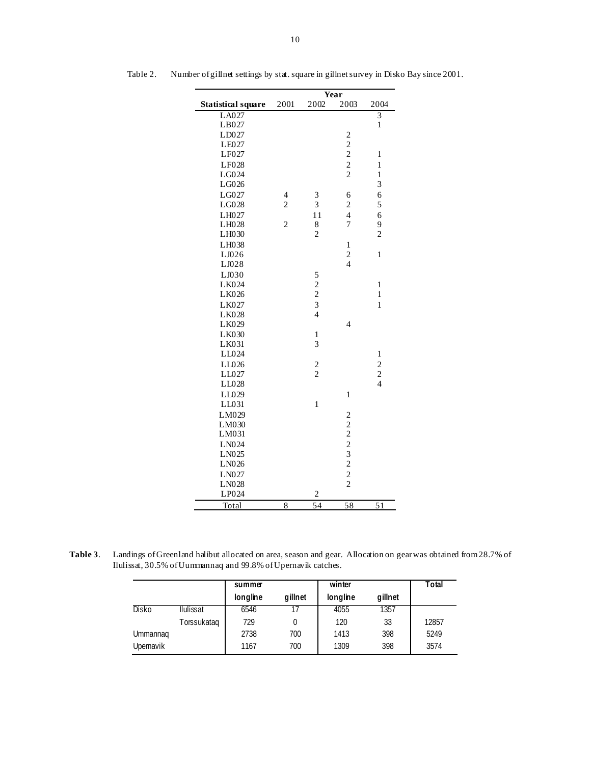Table 2. Number of gillnet settings by stat. square in gillnet survey in Disko Bay since 2001.

| Statistical square | 2001 | 2002 | 2003 | 2004 |
|---|---|---|---|---|
| LA027 | | | | 3 |
| LB027 | | | | 1 |
| LD027 | | | 2 | |
| LE027 | | | 2 | |
| LF027 | | | 2 | 1 |
| LF028 | | | 2 | 1 |
| LG024 | | | 2 | 1 |
| LG026 | | | | 3 |
| LG027 | 4 | 3 | 6 | 6 |
| LG028 | 2 | 3 | 2 | 5 |
| LH027 | | 11 | 4 | 6 |
| LH028 | 2 | 8 | 7 | 9 |
| LH030 | | 2 | | 2 |
| LH038 | | | 1 | |
| LJ026 | | | 2 | 1 |
| LJ028 | | | 4 | |
| LJ030 | | 5 | | |
| LK024 | | 2 | | 1 |
| LK026 | | 2 | | 1 |
| LK027 | | 3 | | 1 |
| LK028 | | 4 | | |
| LK029 | | | 4 | |
| LK030 | | 1 | | |
| LK031 | | 3 | | |
| LL024 | | | | 1 |
| LL026 | | 2 | | 2 |
| LL027 | | 2 | | 2 |
| LL028 | | | | 4 |
| LL029 | | | 1 | |
| LL031 | | 1 | | |
| LM029 | | | 2 | |
| LM030 | | | 2 | |
| LM031 | | | 2 | |
| LN024 | | | 2 | |
| LN025 | | | 3 | |
| LN026 | | | 2 | |
| LN027 | | | 2 | |
| LN028 | | | 2 | |
| LP024 | | 2 | | |
| Total | 8 | 54 | 58 | 51 |

**Table 3**. Landings of Greenland halibut allocated on area, season and gear. Allocation on gear was obtained from 28.7% of Ilulissat, 30.5% of Uummannaq and 99.8% of Upernavik catches.

| | | summer | | winter | | Total |
|---|---|---|---|---|---|---|
| | | longline | gillnet | longline | gillnet | |
| Disko | Ilulissat | 6546 | 17 | 4055 | 1357 | |
| | Torssukataq | 729 | 0 | 120 | 33 | 12857 |
| Ummannaq | | 2738 | 700 | 1413 | 398 | 5249 |
| Upernavik | | 1167 | 700 | 1309 | 398 | 3574 |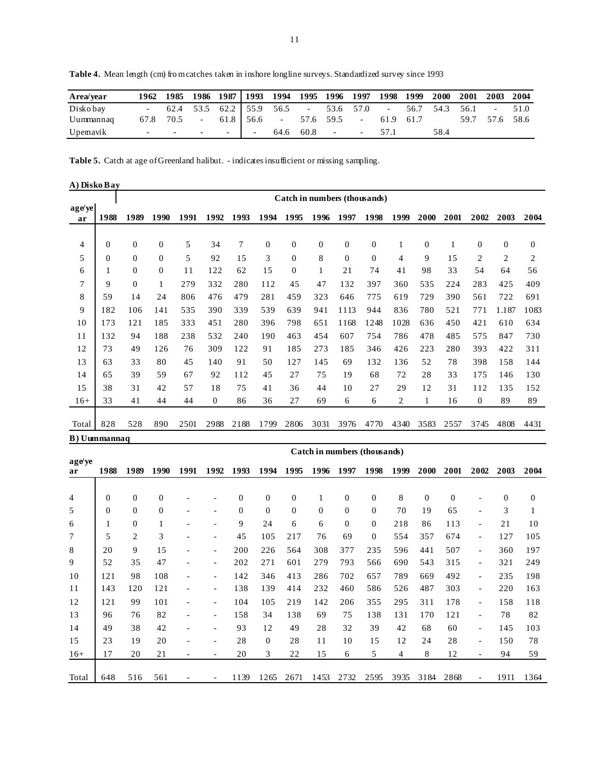**Table 4.** Mean length (cm) from catches taken in inshore longline surveys. Standardized survey since 1993

| Area/year | 1962 | 1985 | 1986 | 1987 | 1993 | 1994 | 1995 | 1996 | 1997 | 1998 | 1999 | 2000 | 2001 | 2003 | 2004 |
|---|---|---|---|---|---|---|---|---|---|---|---|---|---|---|---|
| Disko bay | - | 62.4 | 53.5 | 62.2 | 55.9 | 56.5 | - | 53.6 | 57.0 | - | 56.7 | 54.3 | 56.1 | - | 51.0 |
| Uummannaq | 67.8 | 70.5 | - | 61.8 | 56.6 | - | 57.6 | 59.5 | - | 61.9 | 61.7 | | 59.7 | 57.6 | 58.6 |
| Upernavik | - | - | - | - | - | 64.6 | 60.8 | - | - | 57.1 | | 58.4 | | | |

**Table 5.** Catch at age of Greenland halibut. - indicates insufficient or missing sampling.

**A) Disko Bay**

| | Catch in numbers (thousands) | | | | | | | | | | | | | | | | |
|---|---|---|---|---|---|---|---|---|---|---|---|---|---|---|---|---|---|
| age/year | 1988 | 1989 | 1990 | 1991 | 1992 | 1993 | 1994 | 1995 | 1996 | 1997 | 1998 | 1999 | 2000 | 2001 | 2002 | 2003 | 2004 |
| 4 | 0 | 0 | 0 | 5 | 34 | 7 | 0 | 0 | 0 | 0 | 0 | 1 | 0 | 1 | 0 | 0 | 0 |
| 5 | 0 | 0 | 0 | 5 | 92 | 15 | 3 | 0 | 8 | 0 | 0 | 4 | 9 | 15 | 2 | 2 | 2 |
| 6 | 1 | 0 | 0 | 11 | 122 | 62 | 15 | 0 | 1 | 21 | 74 | 41 | 98 | 33 | 54 | 64 | 56 |
| 7 | 9 | 0 | 1 | 279 | 332 | 280 | 112 | 45 | 47 | 132 | 397 | 360 | 535 | 224 | 283 | 425 | 409 |
| 8 | 59 | 14 | 24 | 806 | 476 | 479 | 281 | 459 | 323 | 646 | 775 | 619 | 729 | 390 | 561 | 722 | 691 |
| 9 | 182 | 106 | 141 | 535 | 390 | 339 | 539 | 639 | 941 | 1113 | 944 | 836 | 780 | 521 | 771 | 1.187 | 1083 |
| 10 | 173 | 121 | 185 | 333 | 451 | 280 | 396 | 798 | 651 | 1168 | 1248 | 1028 | 636 | 450 | 421 | 610 | 634 |
| 11 | 132 | 94 | 188 | 238 | 532 | 240 | 190 | 463 | 454 | 607 | 754 | 786 | 478 | 485 | 575 | 847 | 730 |
| 12 | 73 | 49 | 126 | 76 | 309 | 122 | 91 | 185 | 273 | 185 | 346 | 426 | 223 | 280 | 393 | 422 | 311 |
| 13 | 63 | 33 | 80 | 45 | 140 | 91 | 50 | 127 | 145 | 69 | 132 | 136 | 52 | 78 | 398 | 158 | 144 |
| 14 | 65 | 39 | 59 | 67 | 92 | 112 | 45 | 27 | 75 | 19 | 68 | 72 | 28 | 33 | 175 | 146 | 130 |
| 15 | 38 | 31 | 42 | 57 | 18 | 75 | 41 | 36 | 44 | 10 | 27 | 29 | 12 | 31 | 112 | 135 | 152 |
| 16+ | 33 | 41 | 44 | 44 | 0 | 86 | 36 | 27 | 69 | 6 | 6 | 2 | 1 | 16 | 0 | 89 | 89 |
| Total | 828 | 528 | 890 | 2501 | 2988 | 2188 | 1799 | 2806 | 3031 | 3976 | 4770 | 4340 | 3583 | 2557 | 3745 | 4808 | 4431 |

**B) Uummannaq**

| | Catch in numbers (thousands) | | | | | | | | | | | | | | | | |
|---|---|---|---|---|---|---|---|---|---|---|---|---|---|---|---|---|---|
| age/year | 1988 | 1989 | 1990 | 1991 | 1992 | 1993 | 1994 | 1995 | 1996 | 1997 | 1998 | 1999 | 2000 | 2001 | 2002 | 2003 | 2004 |
| 4 | 0 | 0 | 0 | - | - | 0 | 0 | 0 | 1 | 0 | 0 | 8 | 0 | 0 | - | 0 | 0 |
| 5 | 0 | 0 | 0 | - | - | 0 | 0 | 0 | 0 | 0 | 0 | 70 | 19 | 65 | - | 3 | 1 |
| 6 | 1 | 0 | 1 | - | - | 9 | 24 | 6 | 6 | 0 | 0 | 218 | 86 | 113 | - | 21 | 10 |
| 7 | 5 | 2 | 3 | - | - | 45 | 105 | 217 | 76 | 69 | 0 | 554 | 357 | 674 | - | 127 | 105 |
| 8 | 20 | 9 | 15 | - | - | 200 | 226 | 564 | 308 | 377 | 235 | 596 | 441 | 507 | - | 360 | 197 |
| 9 | 52 | 35 | 47 | - | - | 202 | 271 | 601 | 279 | 793 | 566 | 690 | 543 | 315 | - | 321 | 249 |
| 10 | 121 | 98 | 108 | - | - | 142 | 346 | 413 | 286 | 702 | 657 | 789 | 669 | 492 | - | 235 | 198 |
| 11 | 143 | 120 | 121 | - | - | 138 | 139 | 414 | 232 | 460 | 586 | 526 | 487 | 303 | - | 220 | 163 |
| 12 | 121 | 99 | 101 | - | - | 104 | 105 | 219 | 142 | 206 | 355 | 295 | 311 | 178 | - | 158 | 118 |
| 13 | 96 | 76 | 82 | - | - | 158 | 34 | 138 | 69 | 75 | 138 | 131 | 170 | 121 | - | 78 | 82 |
| 14 | 49 | 38 | 42 | - | - | 93 | 12 | 49 | 28 | 32 | 39 | 42 | 68 | 60 | - | 145 | 103 |
| 15 | 23 | 19 | 20 | - | - | 28 | 0 | 28 | 11 | 10 | 15 | 12 | 24 | 28 | - | 150 | 78 |
| 16+ | 17 | 20 | 21 | - | - | 20 | 3 | 22 | 15 | 6 | 5 | 4 | 8 | 12 | - | 94 | 59 |
| Total | 648 | 516 | 561 | - | - | 1139 | 1265 | 2671 | 1453 | 2732 | 2595 | 3935 | 3184 | 2868 | - | 1911 | 1364 |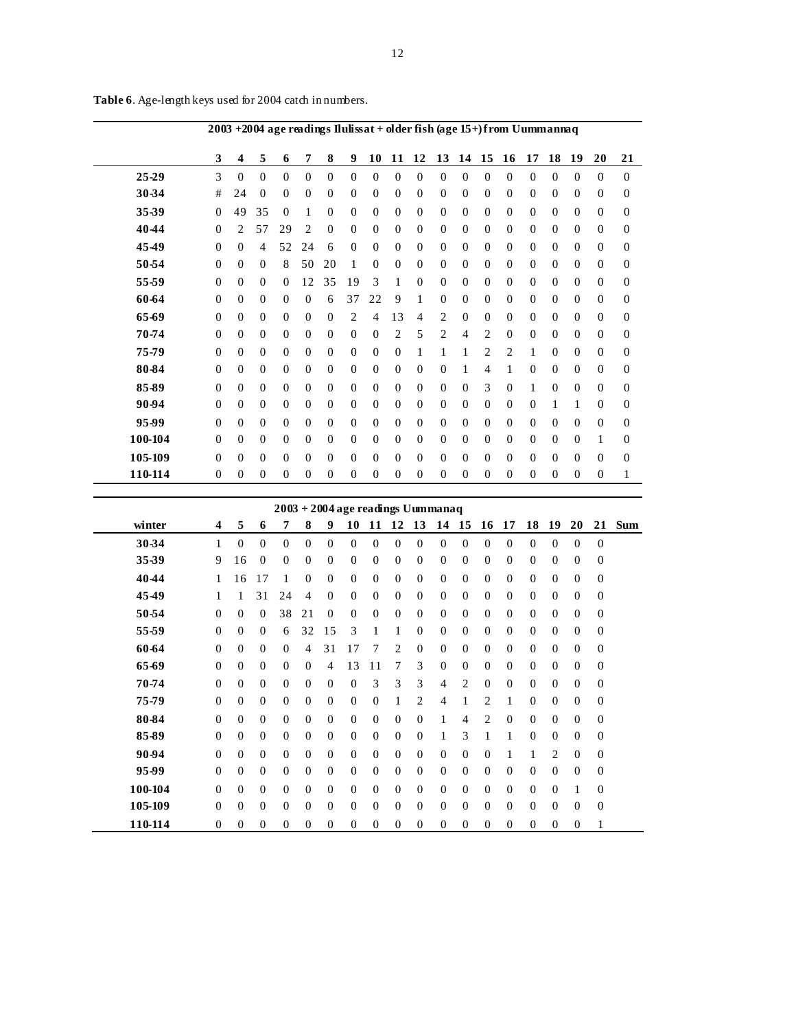**Table 6**. Age-length keys used for 2004 catch in numbers.

| 2003 +2004 age readings Ilulissat + older fish (age 15+) from Uummannaq | | | | | | | | | | | | | | | | | | | | |
|---|---|---|---|---|---|---|---|---|---|---|---|---|---|---|---|---|---|---|---|---|
| | **3** | **4** | **5** | **6** | **7** | **8** | **9** | **10** | **11** | **12** | **13** | **14** | **15** | **16** | **17** | **18** | **19** | **20** | **21** |
| **25-29** | 3 | 0 | 0 | 0 | 0 | 0 | 0 | 0 | 0 | 0 | 0 | 0 | 0 | 0 | 0 | 0 | 0 | 0 | 0 |
| **30-34** | # | 24 | 0 | 0 | 0 | 0 | 0 | 0 | 0 | 0 | 0 | 0 | 0 | 0 | 0 | 0 | 0 | 0 | 0 |
| **35-39** | 0 | 49 | 35 | 0 | 1 | 0 | 0 | 0 | 0 | 0 | 0 | 0 | 0 | 0 | 0 | 0 | 0 | 0 | 0 |
| **40-44** | 0 | 2 | 57 | 29 | 2 | 0 | 0 | 0 | 0 | 0 | 0 | 0 | 0 | 0 | 0 | 0 | 0 | 0 | 0 |
| **45-49** | 0 | 0 | 4 | 52 | 24 | 6 | 0 | 0 | 0 | 0 | 0 | 0 | 0 | 0 | 0 | 0 | 0 | 0 | 0 |
| **50-54** | 0 | 0 | 0 | 8 | 50 | 20 | 1 | 0 | 0 | 0 | 0 | 0 | 0 | 0 | 0 | 0 | 0 | 0 | 0 |
| **55-59** | 0 | 0 | 0 | 0 | 12 | 35 | 19 | 3 | 1 | 0 | 0 | 0 | 0 | 0 | 0 | 0 | 0 | 0 | 0 |
| **60-64** | 0 | 0 | 0 | 0 | 0 | 6 | 37 | 22 | 9 | 1 | 0 | 0 | 0 | 0 | 0 | 0 | 0 | 0 | 0 |
| **65-69** | 0 | 0 | 0 | 0 | 0 | 0 | 2 | 4 | 13 | 4 | 2 | 0 | 0 | 0 | 0 | 0 | 0 | 0 | 0 |
| **70-74** | 0 | 0 | 0 | 0 | 0 | 0 | 0 | 0 | 2 | 5 | 2 | 4 | 2 | 0 | 0 | 0 | 0 | 0 | 0 |
| **75-79** | 0 | 0 | 0 | 0 | 0 | 0 | 0 | 0 | 0 | 1 | 1 | 1 | 2 | 2 | 1 | 0 | 0 | 0 | 0 |
| **80-84** | 0 | 0 | 0 | 0 | 0 | 0 | 0 | 0 | 0 | 0 | 0 | 1 | 4 | 1 | 0 | 0 | 0 | 0 | 0 |
| **85-89** | 0 | 0 | 0 | 0 | 0 | 0 | 0 | 0 | 0 | 0 | 0 | 0 | 3 | 0 | 1 | 0 | 0 | 0 | 0 |
| **90-94** | 0 | 0 | 0 | 0 | 0 | 0 | 0 | 0 | 0 | 0 | 0 | 0 | 0 | 0 | 0 | 1 | 1 | 0 | 0 |
| **95-99** | 0 | 0 | 0 | 0 | 0 | 0 | 0 | 0 | 0 | 0 | 0 | 0 | 0 | 0 | 0 | 0 | 0 | 0 | 0 |
| **100-104** | 0 | 0 | 0 | 0 | 0 | 0 | 0 | 0 | 0 | 0 | 0 | 0 | 0 | 0 | 0 | 0 | 0 | 1 | 0 |
| **105-109** | 0 | 0 | 0 | 0 | 0 | 0 | 0 | 0 | 0 | 0 | 0 | 0 | 0 | 0 | 0 | 0 | 0 | 0 | 0 |
| **110-114** | 0 | 0 | 0 | 0 | 0 | 0 | 0 | 0 | 0 | 0 | 0 | 0 | 0 | 0 | 0 | 0 | 0 | 0 | 1 |

| 2003 + 2004 age readings Uummanaq | | | | | | | | | | | | | | | | | | | |
|---|---|---|---|---|---|---|---|---|---|---|---|---|---|---|---|---|---|---|---|
| **winter** | **4** | **5** | **6** | **7** | **8** | **9** | **10** | **11** | **12** | **13** | **14** | **15** | **16** | **17** | **18** | **19** | **20** | **21** | **Sum** |
| **30-34** | 1 | 0 | 0 | 0 | 0 | 0 | 0 | 0 | 0 | 0 | 0 | 0 | 0 | 0 | 0 | 0 | 0 | 0 | |
| **35-39** | 9 | 16 | 0 | 0 | 0 | 0 | 0 | 0 | 0 | 0 | 0 | 0 | 0 | 0 | 0 | 0 | 0 | 0 | |
| **40-44** | 1 | 16 | 17 | 1 | 0 | 0 | 0 | 0 | 0 | 0 | 0 | 0 | 0 | 0 | 0 | 0 | 0 | 0 | |
| **45-49** | 1 | 1 | 31 | 24 | 4 | 0 | 0 | 0 | 0 | 0 | 0 | 0 | 0 | 0 | 0 | 0 | 0 | 0 | |
| **50-54** | 0 | 0 | 0 | 38 | 21 | 0 | 0 | 0 | 0 | 0 | 0 | 0 | 0 | 0 | 0 | 0 | 0 | 0 | |
| **55-59** | 0 | 0 | 0 | 6 | 32 | 15 | 3 | 1 | 1 | 0 | 0 | 0 | 0 | 0 | 0 | 0 | 0 | 0 | |
| **60-64** | 0 | 0 | 0 | 0 | 4 | 31 | 17 | 7 | 2 | 0 | 0 | 0 | 0 | 0 | 0 | 0 | 0 | 0 | |
| **65-69** | 0 | 0 | 0 | 0 | 0 | 4 | 13 | 11 | 7 | 3 | 0 | 0 | 0 | 0 | 0 | 0 | 0 | 0 | |
| **70-74** | 0 | 0 | 0 | 0 | 0 | 0 | 0 | 3 | 3 | 3 | 4 | 2 | 0 | 0 | 0 | 0 | 0 | 0 | |
| **75-79** | 0 | 0 | 0 | 0 | 0 | 0 | 0 | 0 | 1 | 2 | 4 | 1 | 2 | 1 | 0 | 0 | 0 | 0 | |
| **80-84** | 0 | 0 | 0 | 0 | 0 | 0 | 0 | 0 | 0 | 0 | 1 | 4 | 2 | 0 | 0 | 0 | 0 | 0 | |
| **85-89** | 0 | 0 | 0 | 0 | 0 | 0 | 0 | 0 | 0 | 0 | 1 | 3 | 1 | 1 | 0 | 0 | 0 | 0 | |
| **90-94** | 0 | 0 | 0 | 0 | 0 | 0 | 0 | 0 | 0 | 0 | 0 | 0 | 0 | 1 | 1 | 2 | 0 | 0 | |
| **95-99** | 0 | 0 | 0 | 0 | 0 | 0 | 0 | 0 | 0 | 0 | 0 | 0 | 0 | 0 | 0 | 0 | 0 | 0 | |
| **100-104** | 0 | 0 | 0 | 0 | 0 | 0 | 0 | 0 | 0 | 0 | 0 | 0 | 0 | 0 | 0 | 0 | 1 | 0 | |
| **105-109** | 0 | 0 | 0 | 0 | 0 | 0 | 0 | 0 | 0 | 0 | 0 | 0 | 0 | 0 | 0 | 0 | 0 | 0 | |
| **110-114** | 0 | 0 | 0 | 0 | 0 | 0 | 0 | 0 | 0 | 0 | 0 | 0 | 0 | 0 | 0 | 0 | 0 | 1 | |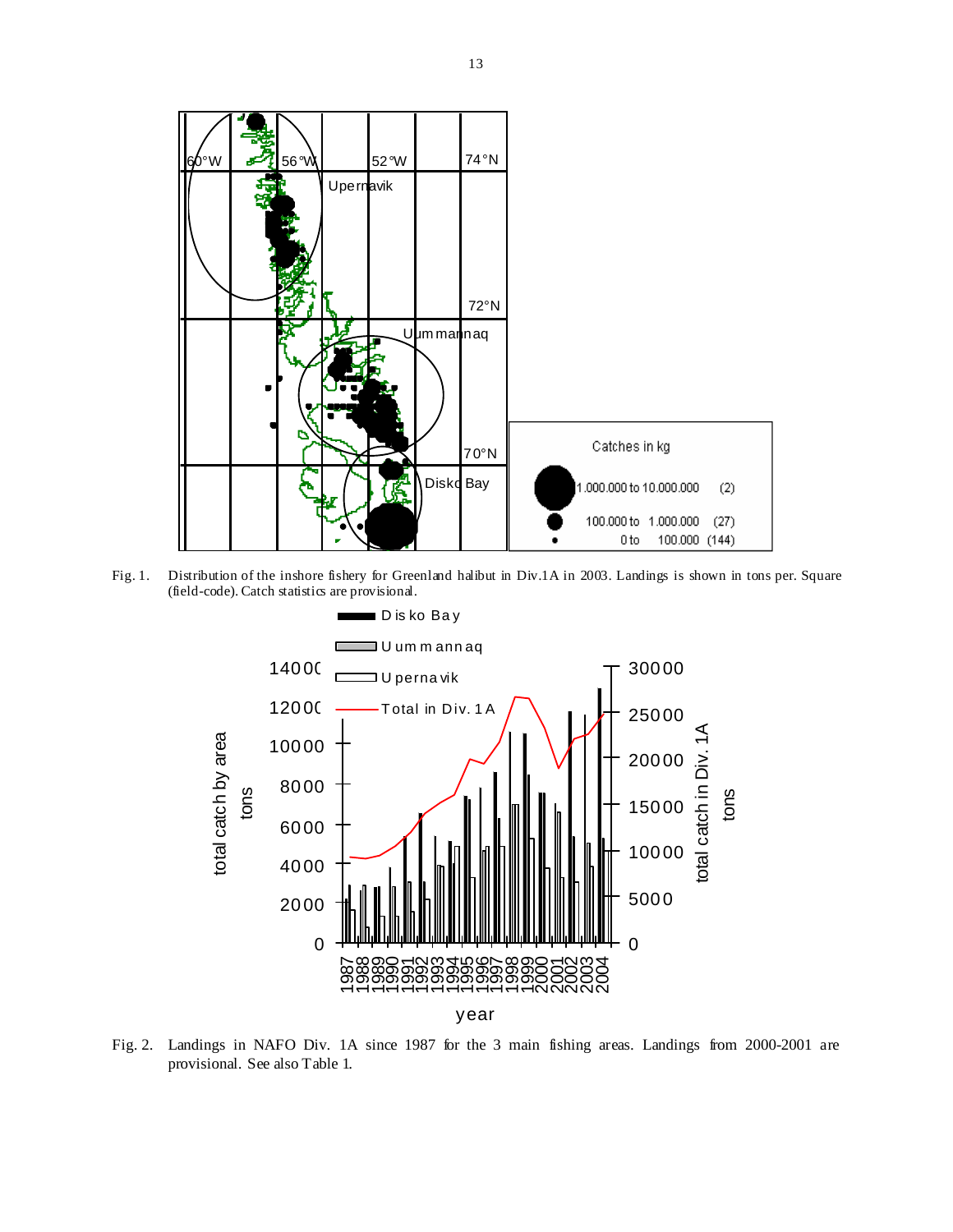Fig. 1. Distribution of the inshore fishery for Greenland halibut in Div.1A in 2003. Landings is shown in tons per. Square (field-code). Catch statistics are provisional.

Fig. 2. Landings in NAFO Div. 1A since 1987 for the 3 main fishing areas. Landings from 2000-2001 are provisional. See also Table 1.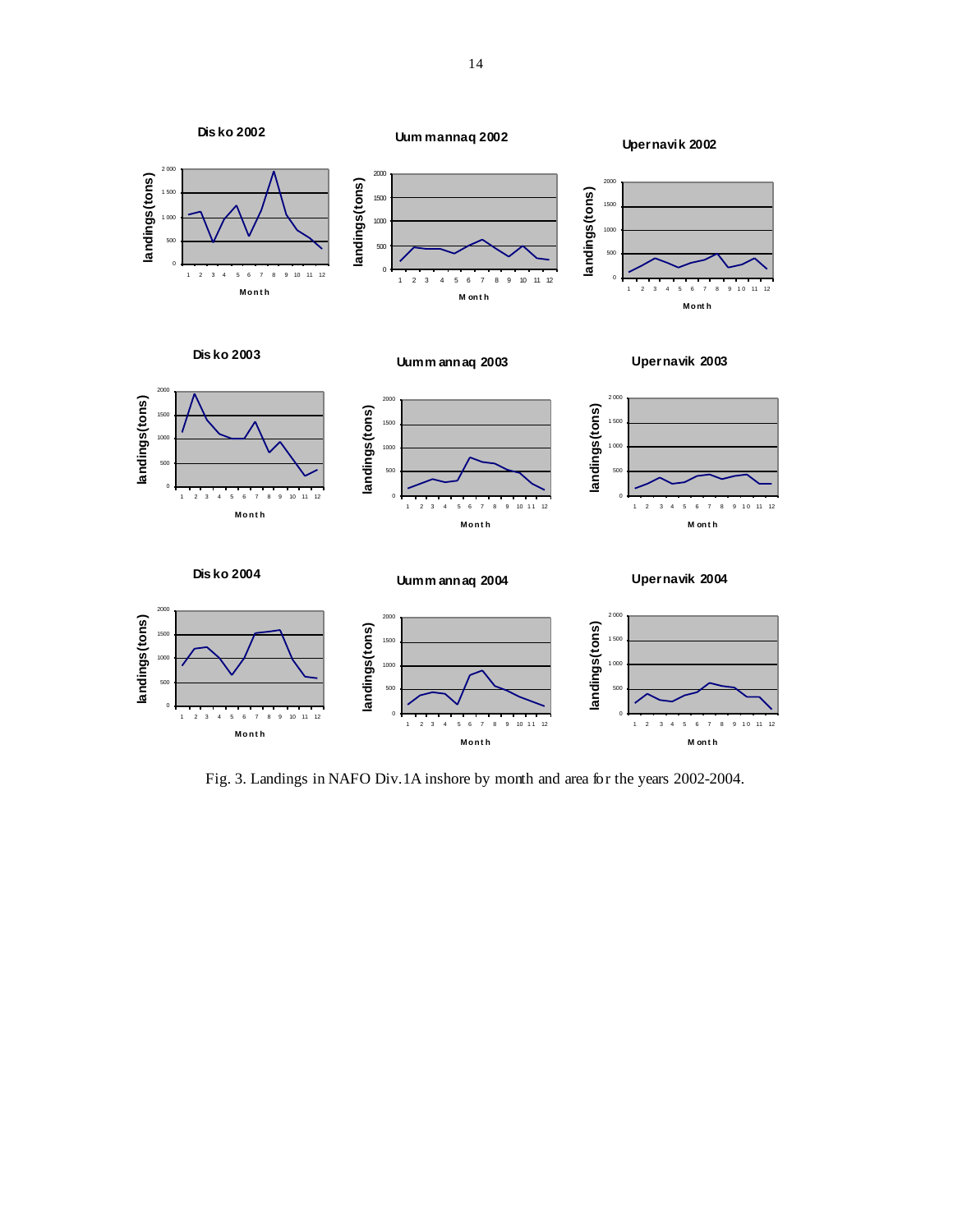Fig. 3. Landings in NAFO Div.1A inshore by month and area for the years 2002-2004.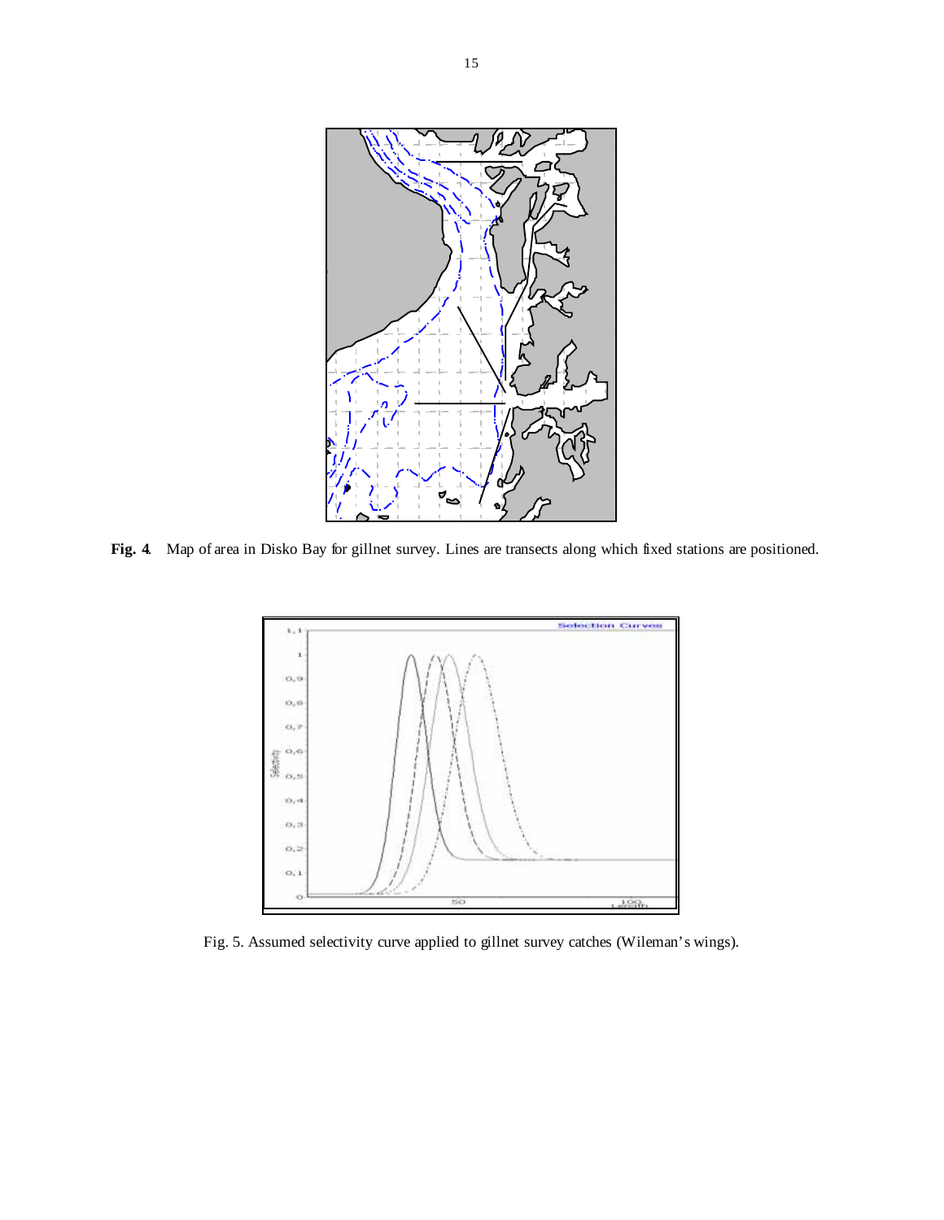**Fig. 4**. Map of area in Disko Bay for gillnet survey. Lines are transects along which fixed stations are positioned.

Fig. 5. Assumed selectivity curve applied to gillnet survey catches (Wileman's wings).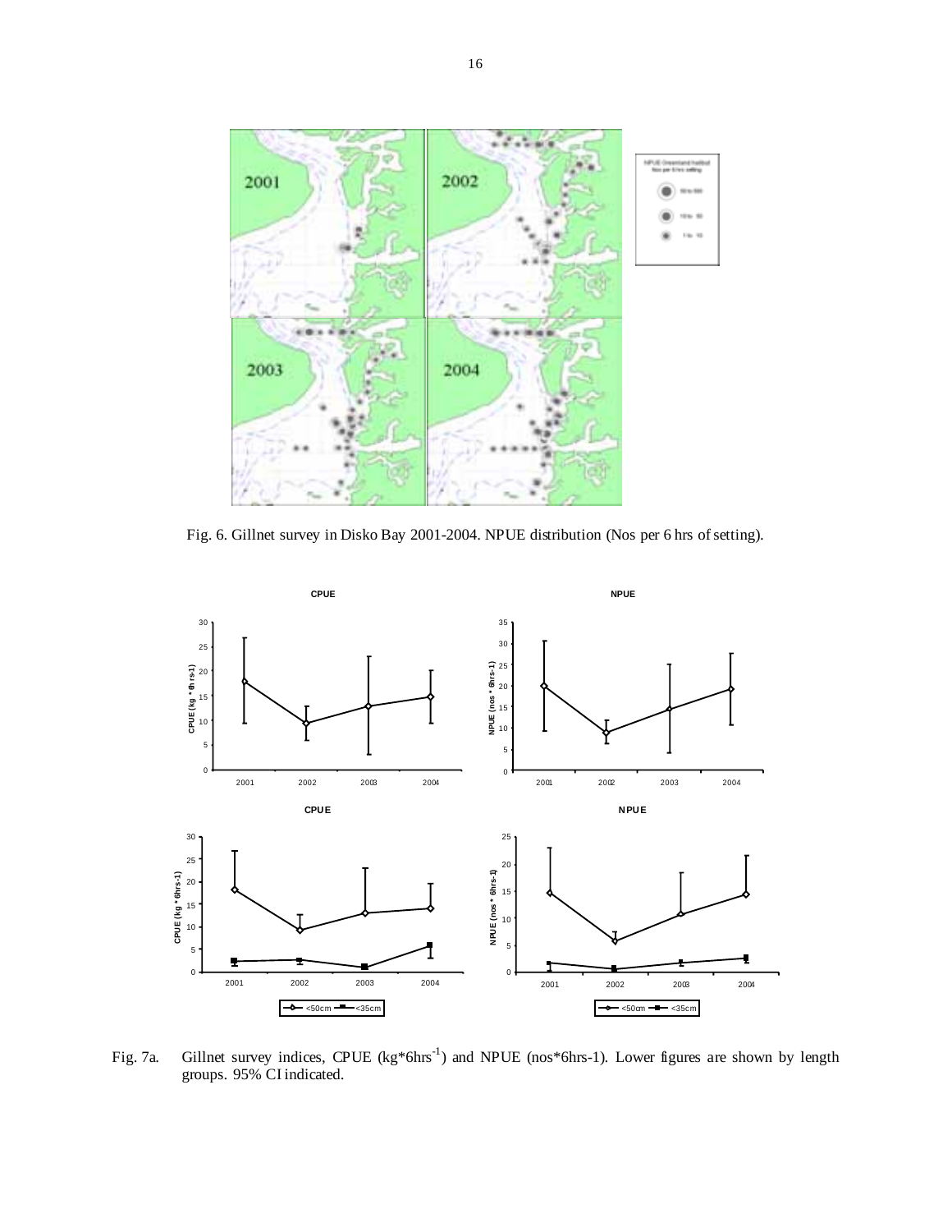Fig. 6. Gillnet survey in Disko Bay 2001-2004. NPUE distribution (Nos per 6 hrs of setting).

Fig. 7a. Gillnet survey indices, CPUE ($kg*6hrs^{-1}$) and NPUE (nos*6hrs-1). Lower figures are shown by length groups. 95% CI indicated.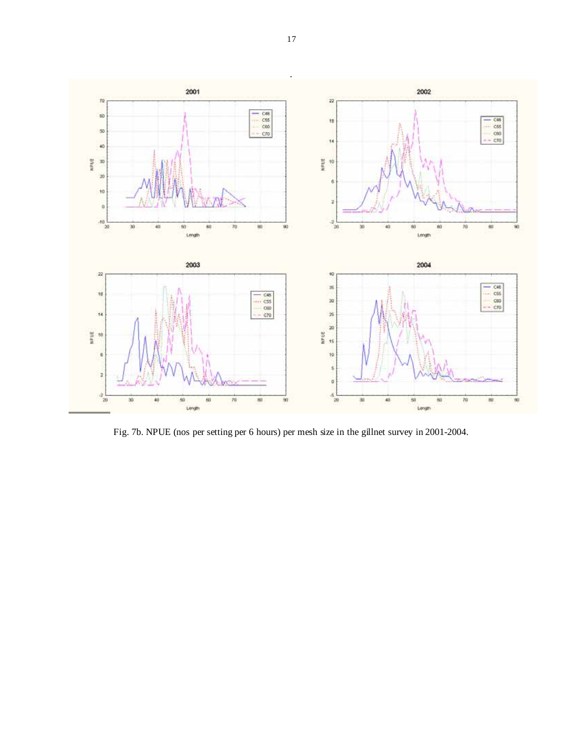Fig. 7b. NPUE (nos per setting per 6 hours) per mesh size in the gillnet survey in 2001-2004.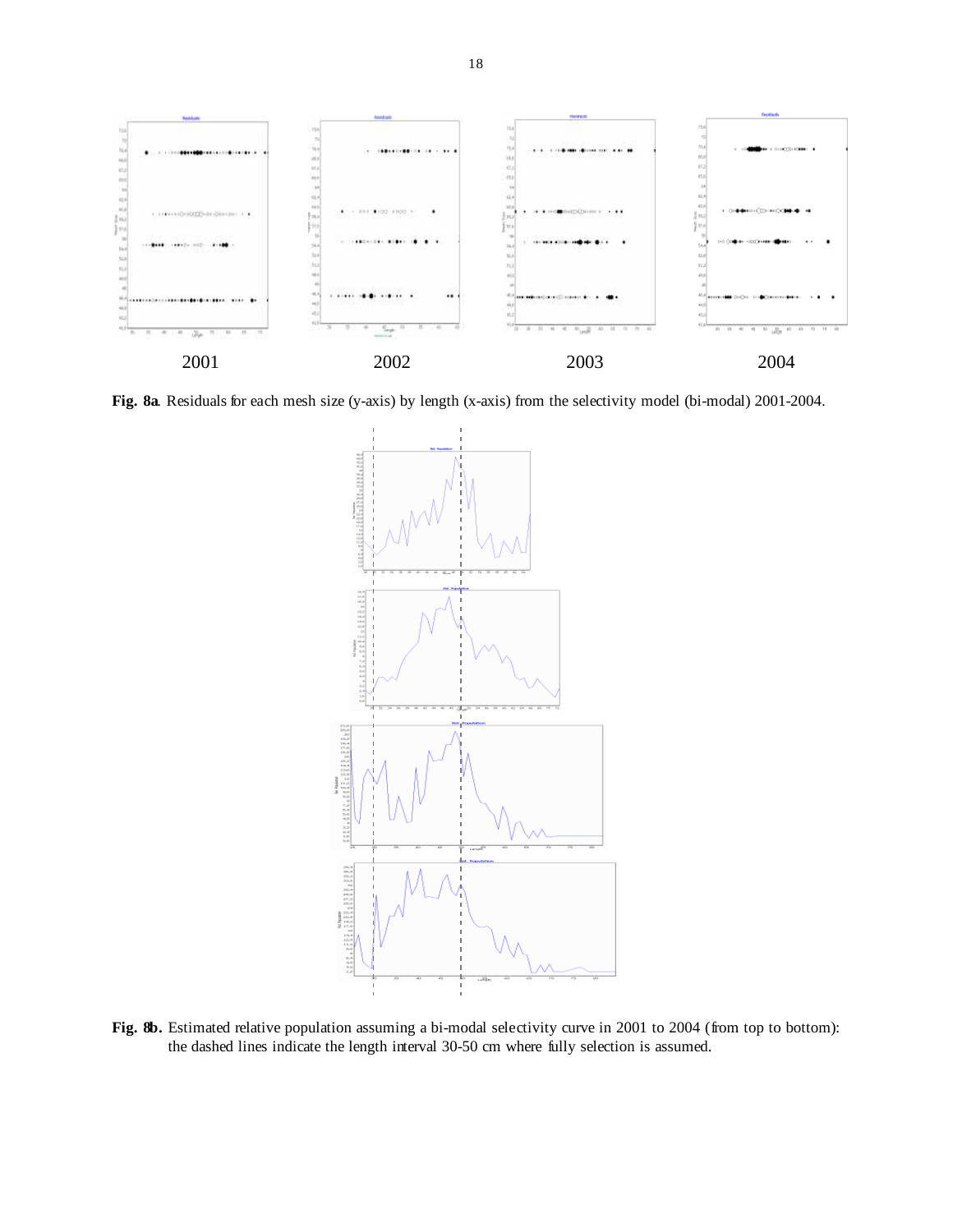2001 2002 2003 2004

**Fig. 8a**. Residuals for each mesh size (y-axis) by length (x-axis) from the selectivity model (bi-modal) 2001-2004.

**Fig. 8b.** Estimated relative population assuming a bi-modal selectivity curve in 2001 to 2004 (from top to bottom): the dashed lines indicate the length interval 30-50 cm where fully selection is assumed.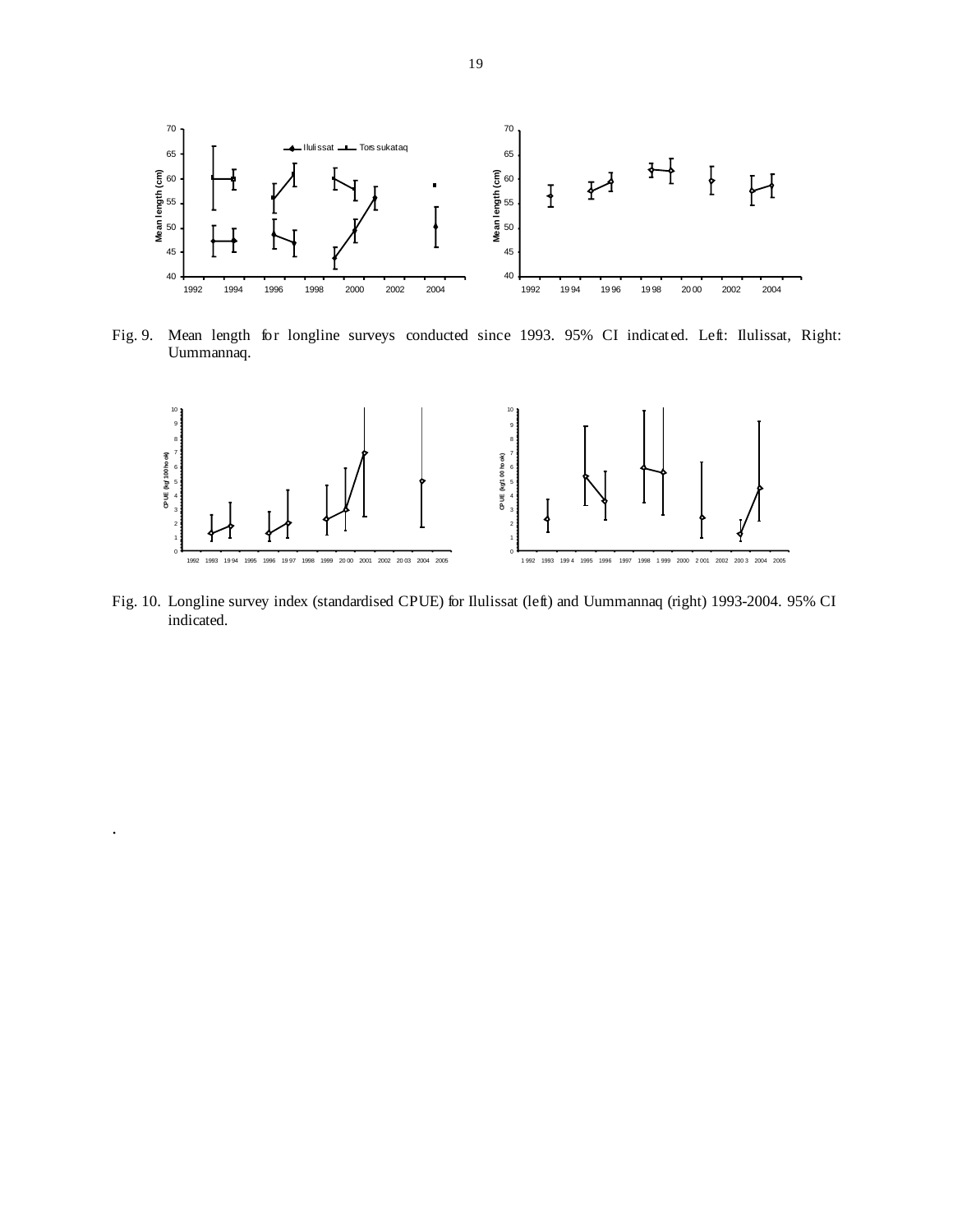Fig. 9. Mean length for longline surveys conducted since 1993. 95% CI indicated. Left: Ilulissat, Right: Uummannaq.

Fig. 10. Longline survey index (standardised CPUE) for Ilulissat (left) and Uummannaq (right) 1993-2004. 95% CI indicated.

.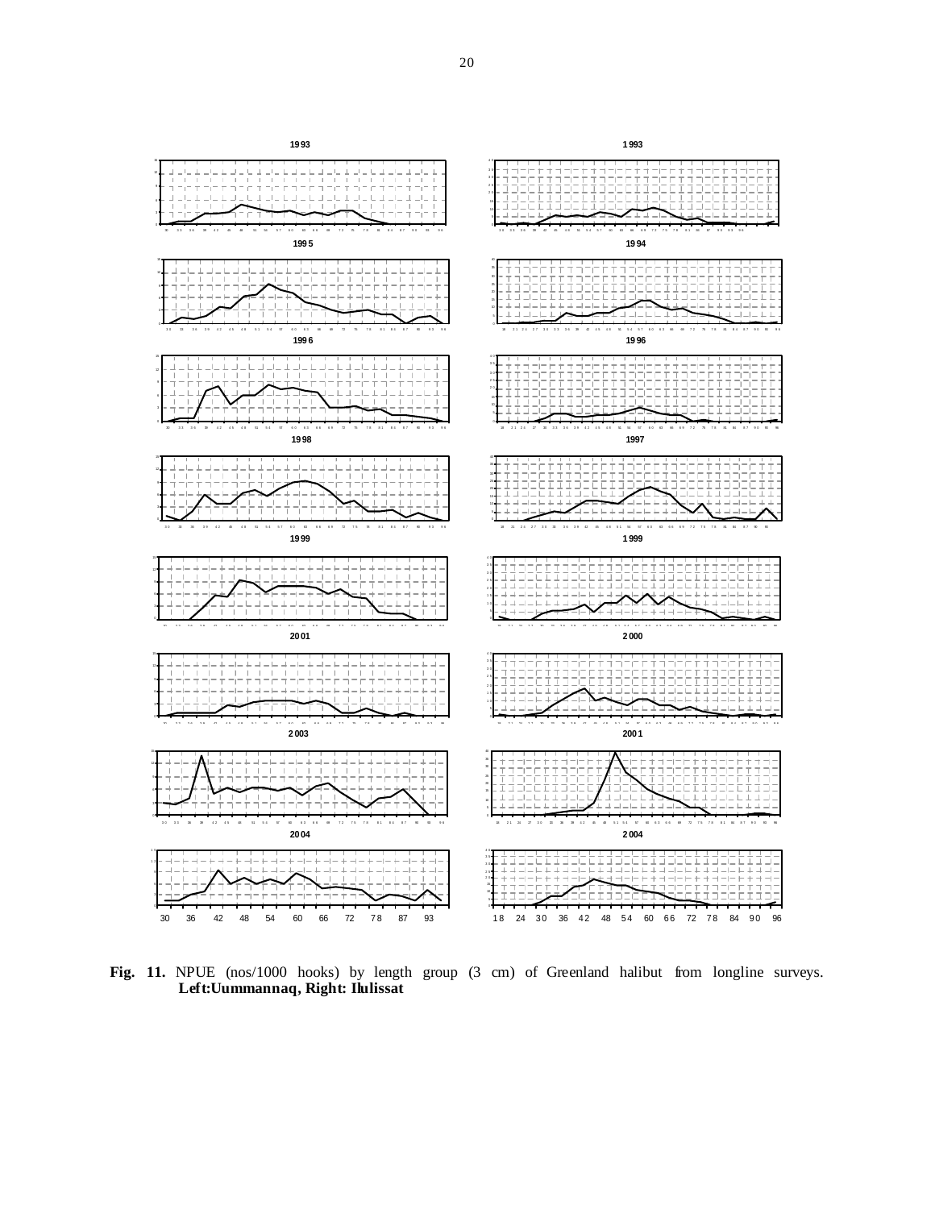**Fig. 11.** NPUE (nos/1000 hooks) by length group (3 cm) of Greenland halibut from longline surveys. **Left:Uummannaq, Right: Ilulissat**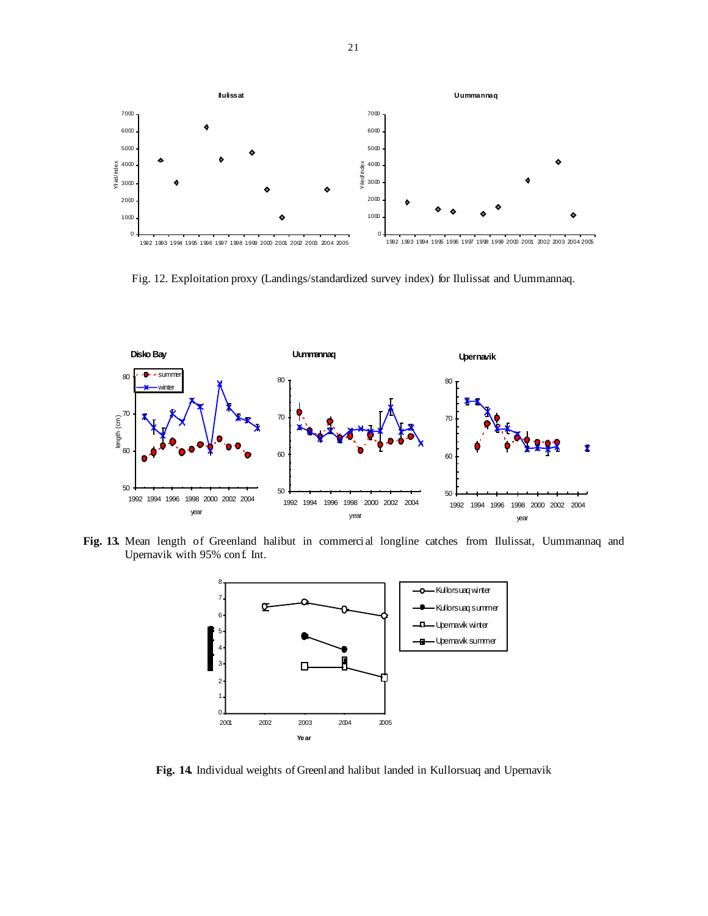Fig. 12. Exploitation proxy (Landings/standardized survey index) for Ilulissat and Uummannaq.

**Fig. 13.** Mean length of Greenland halibut in commercial longline catches from Ilulissat, Uummannaq and Upernavik with 95% conf. Int.

**Fig. 14.** Individual weights of Greenland halibut landed in Kullorsuaq and Upernavik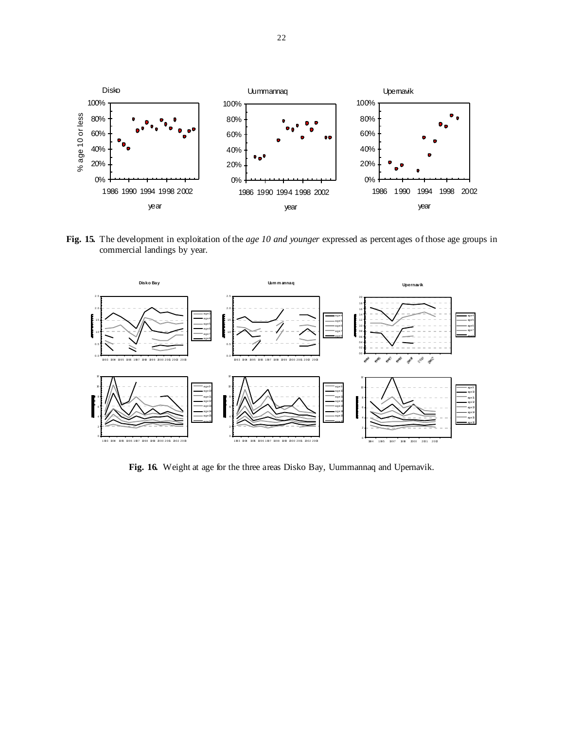**Fig. 15.** The development in exploitation of the *age 10 and younger* expressed as percentages of those age groups in commercial landings by year.

**Fig. 16.** Weight at age for the three areas Disko Bay, Uummannaq and Upernavik.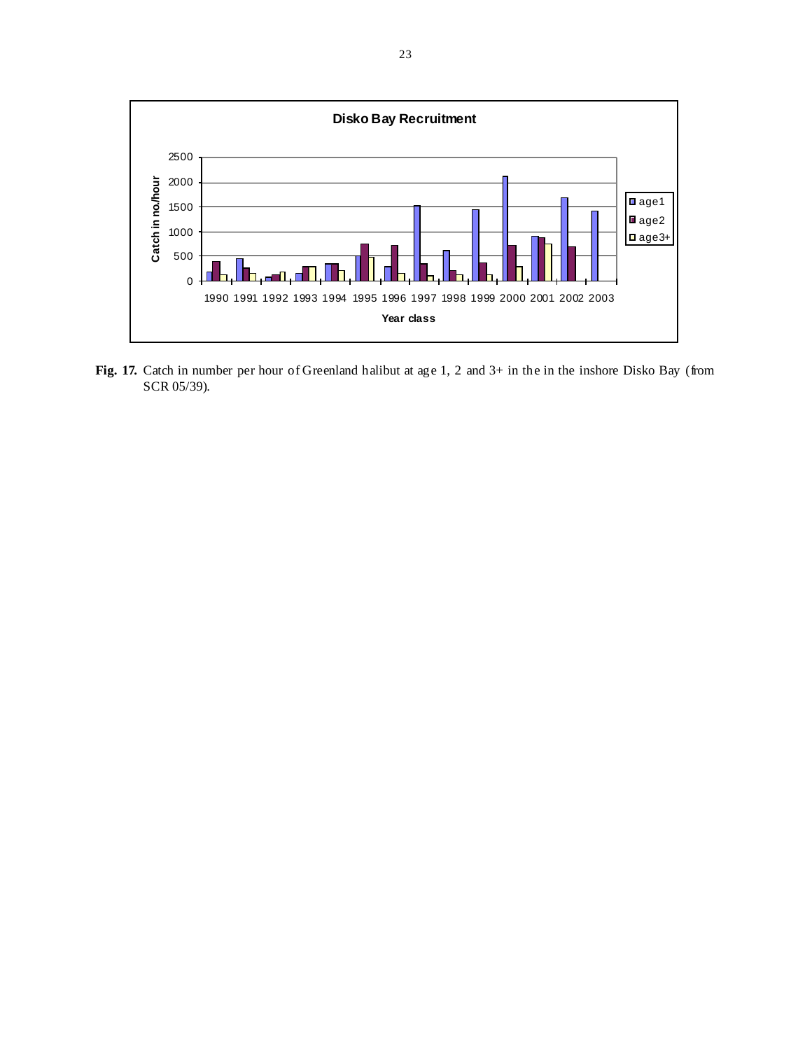Disko Bay Recruitment

Catch in no./hour

2500
2000
1500
1000
500
0

1990 1991 1992 1993 1994 1995 1996 1997 1998 1999 2000 2001 2002 2003

Year class

age1
age2
age3+

**Fig. 17.** Catch in number per hour of Greenland halibut at age 1, 2 and 3+ in the in the inshore Disko Bay (from SCR 05/39).